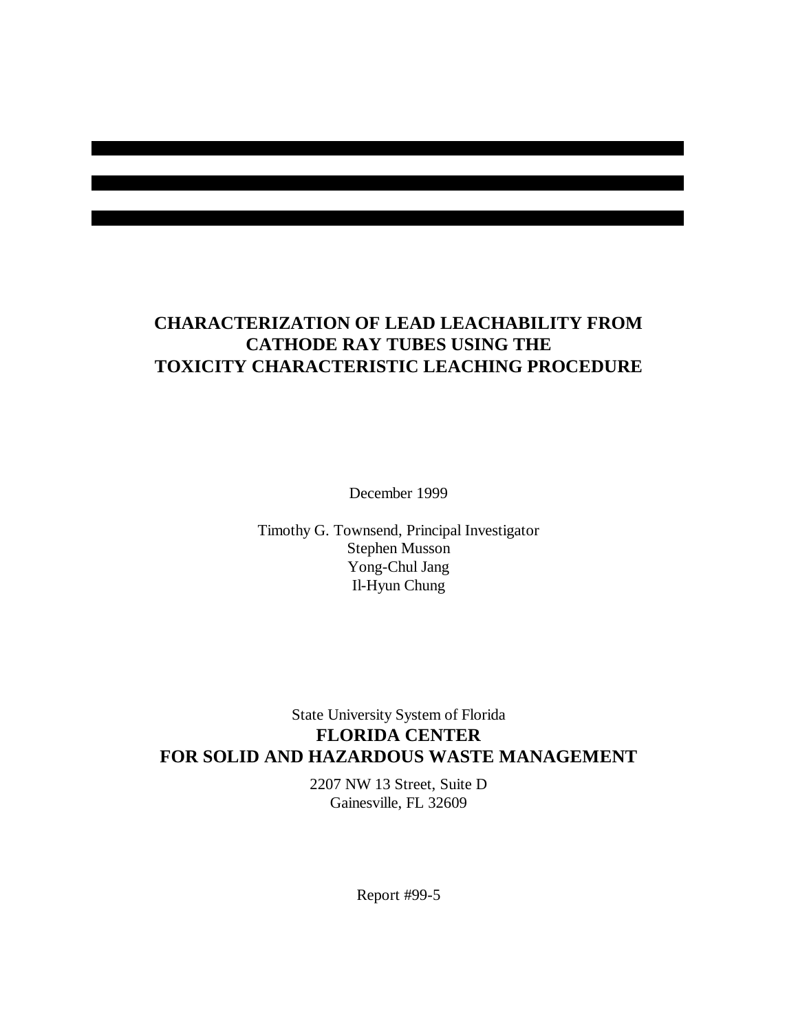# CHARACTERIZATION OF LEAD LEACHABILITY FROM CATHODE RAY TUBES USING THE TOXICITY CHARACTERISTIC LEACHING PROCEDURE

December 1999

Timothy G. Townsend, Principal Investigator
Stephen Musson
Yong-Chul Jang
Il-Hyun Chung

State University System of Florida

**FLORIDA CENTER FOR SOLID AND HAZARDOUS WASTE MANAGEMENT**

2207 NW 13 Street, Suite D
Gainesville, FL 32609

Report #99-5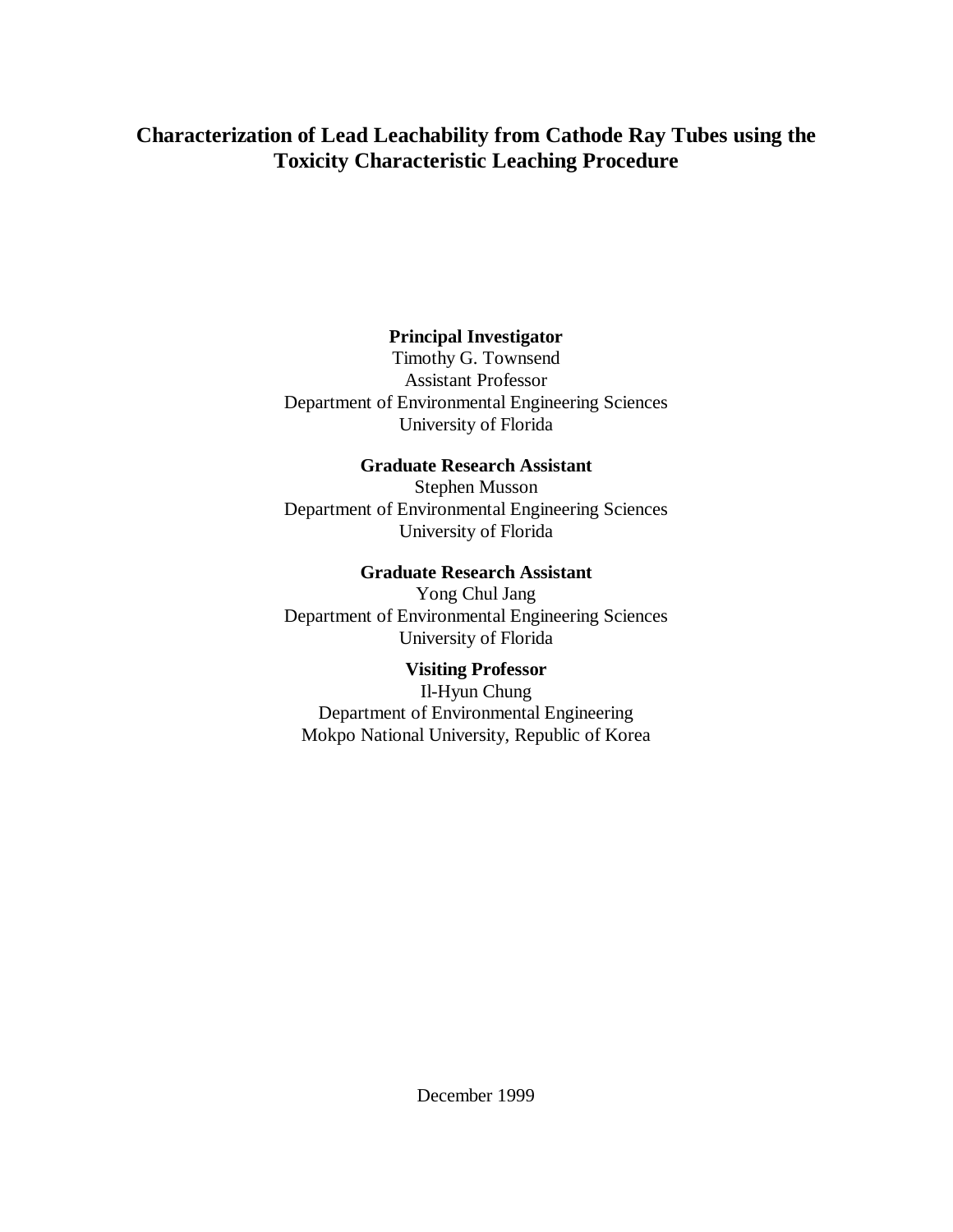# Characterization of Lead Leachability from Cathode Ray Tubes using the Toxicity Characteristic Leaching Procedure

**Principal Investigator**
Timothy G. Townsend
Assistant Professor
Department of Environmental Engineering Sciences
University of Florida

**Graduate Research Assistant**
Stephen Musson
Department of Environmental Engineering Sciences
University of Florida

**Graduate Research Assistant**
Yong Chul Jang
Department of Environmental Engineering Sciences
University of Florida

**Visiting Professor**
Il-Hyun Chung
Department of Environmental Engineering
Mokpo National University, Republic of Korea

December 1999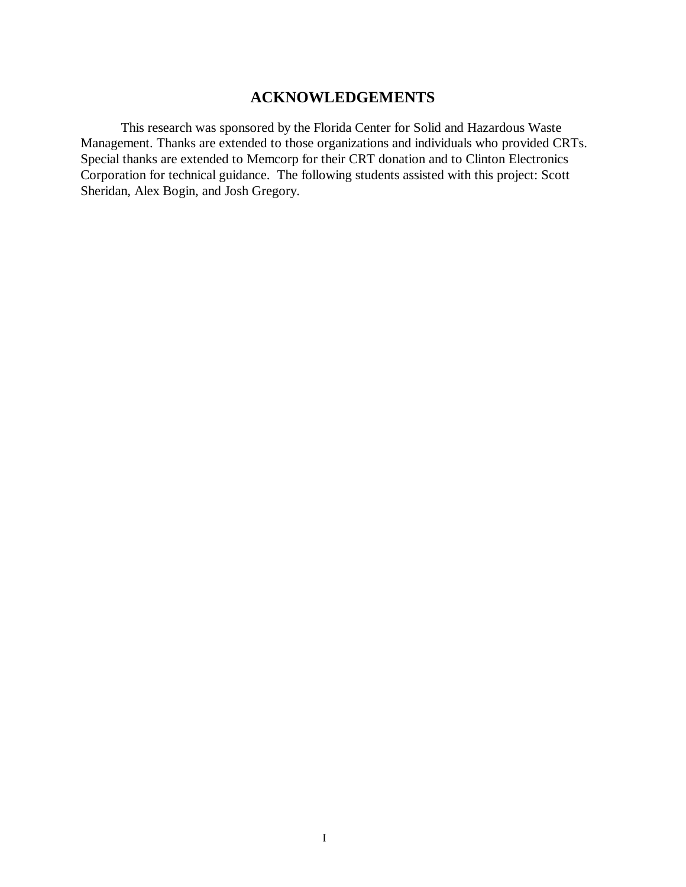# ACKNOWLEDGEMENTS

This research was sponsored by the Florida Center for Solid and Hazardous Waste Management. Thanks are extended to those organizations and individuals who provided CRTs. Special thanks are extended to Memcorp for their CRT donation and to Clinton Electronics Corporation for technical guidance. The following students assisted with this project: Scott Sheridan, Alex Bogin, and Josh Gregory.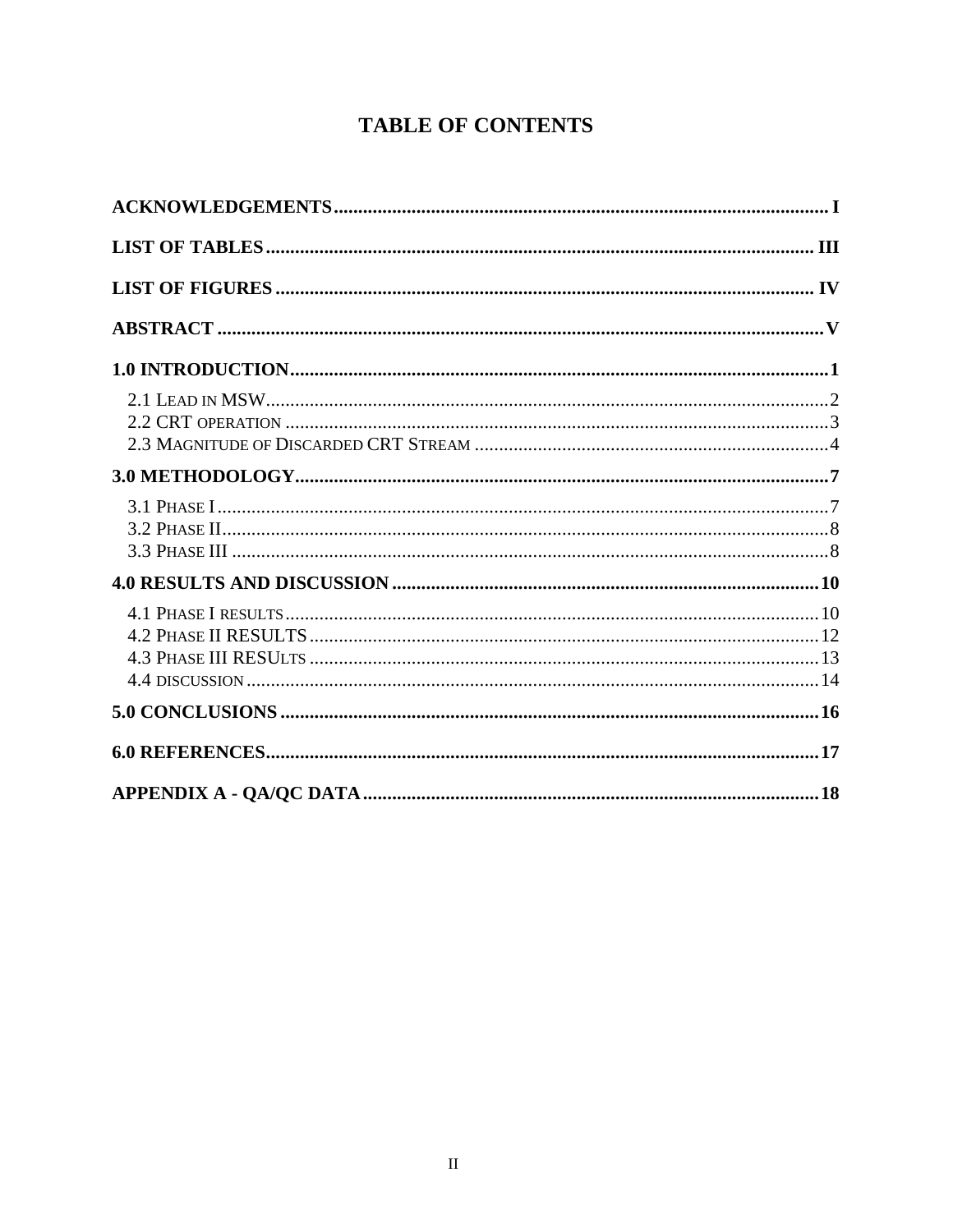# TABLE OF CONTENTS

**ACKNOWLEDGEMENTS** .......... I

**LIST OF TABLES** .......... III

**LIST OF FIGURES** .......... IV

**ABSTRACT** .......... V

**1.0 INTRODUCTION** .......... 1

- 2.1 LEAD IN MSW .......... 2
- 2.2 CRT OPERATION .......... 3
- 2.3 MAGNITUDE OF DISCARDED CRT STREAM .......... 4

**3.0 METHODOLOGY** .......... 7

- 3.1 PHASE I .......... 7
- 3.2 PHASE II .......... 8
- 3.3 PHASE III .......... 8

**4.0 RESULTS AND DISCUSSION** .......... 10

- 4.1 PHASE I RESULTS .......... 10
- 4.2 PHASE II RESULTS .......... 12
- 4.3 PHASE III RESULTS .......... 13
- 4.4 DISCUSSION .......... 14

**5.0 CONCLUSIONS** .......... 16

**6.0 REFERENCES** .......... 17

**APPENDIX A - QA/QC DATA** .......... 18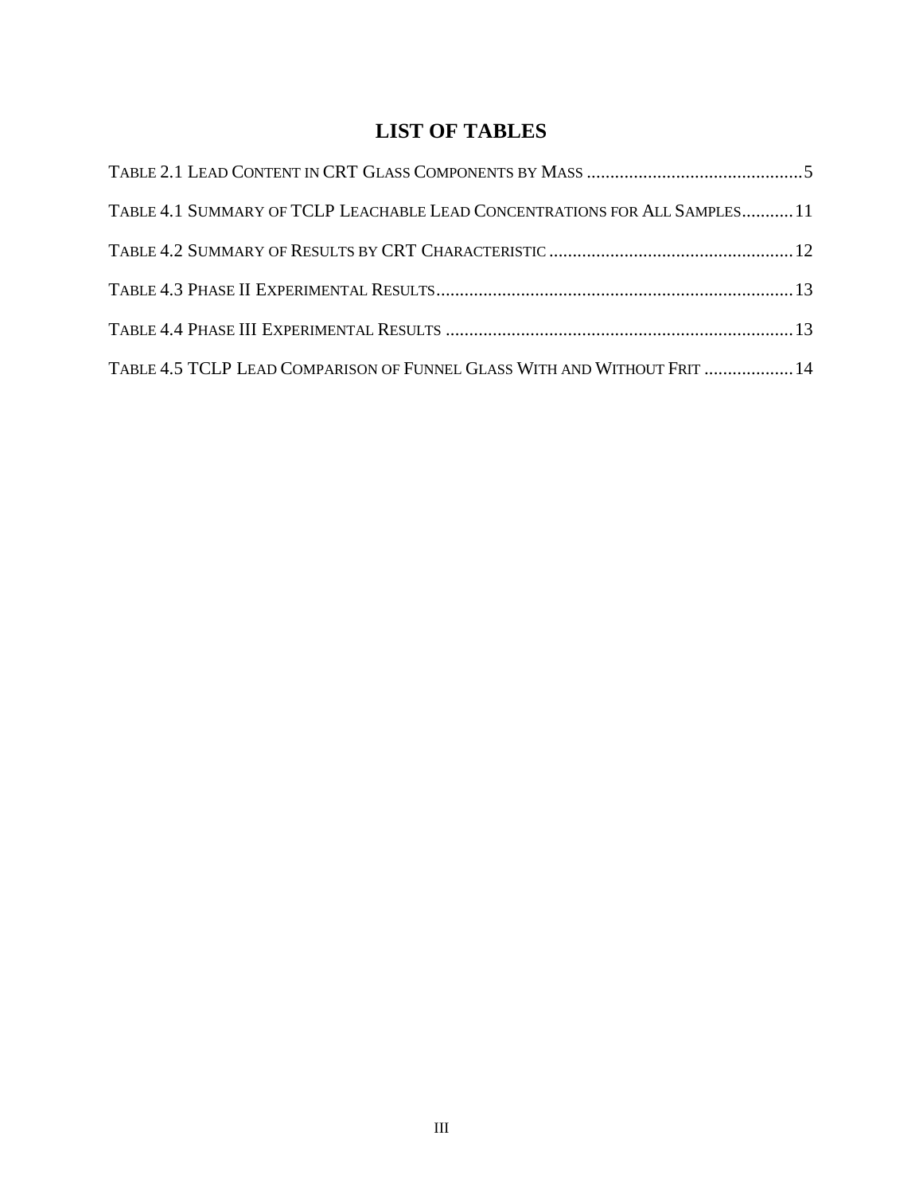# LIST OF TABLES

Table 2.1 Lead Content in CRT Glass Components by Mass ............................................. 5

Table 4.1 Summary of TCLP Leachable Lead Concentrations for All Samples........... 11

Table 4.2 Summary of Results by CRT Characteristic .................................................. 12

Table 4.3 Phase II Experimental Results......................................................................... 13

Table 4.4 Phase III Experimental Results ....................................................................... 13

Table 4.5 TCLP Lead Comparison of Funnel Glass With and Without Frit ................... 14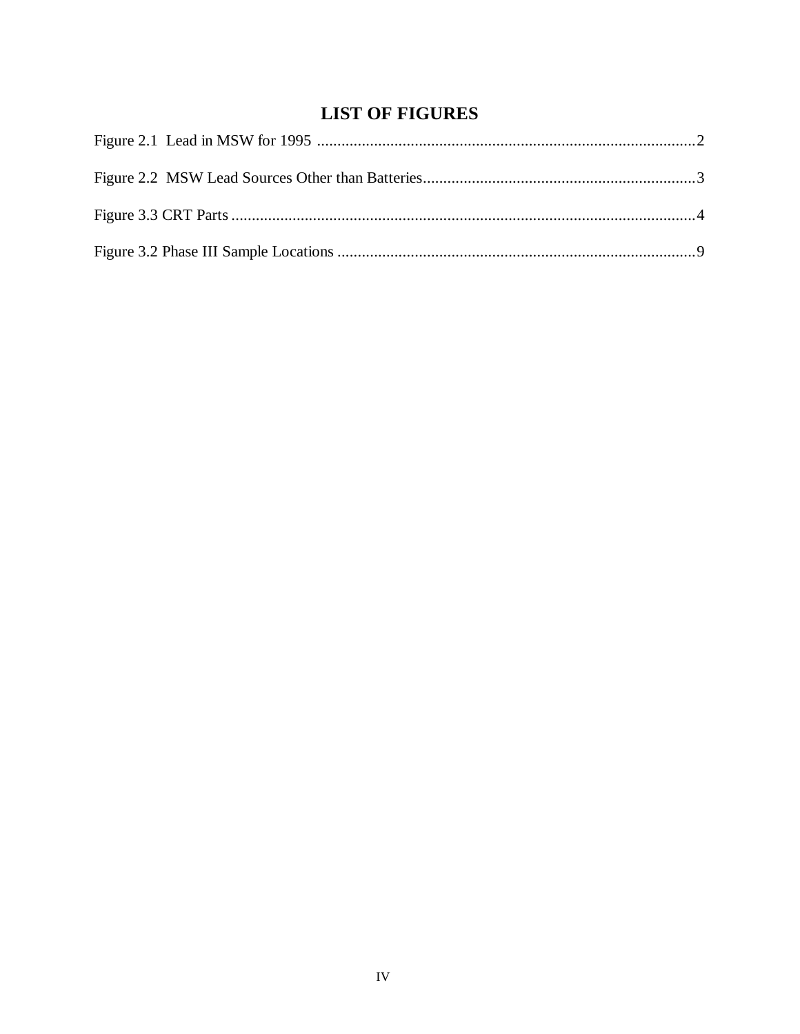# LIST OF FIGURES

Figure 2.1 Lead in MSW for 1995 .............................................................................................2

Figure 2.2 MSW Lead Sources Other than Batteries...................................................................3

Figure 3.3 CRT Parts ...................................................................................................................4

Figure 3.2 Phase III Sample Locations ........................................................................................9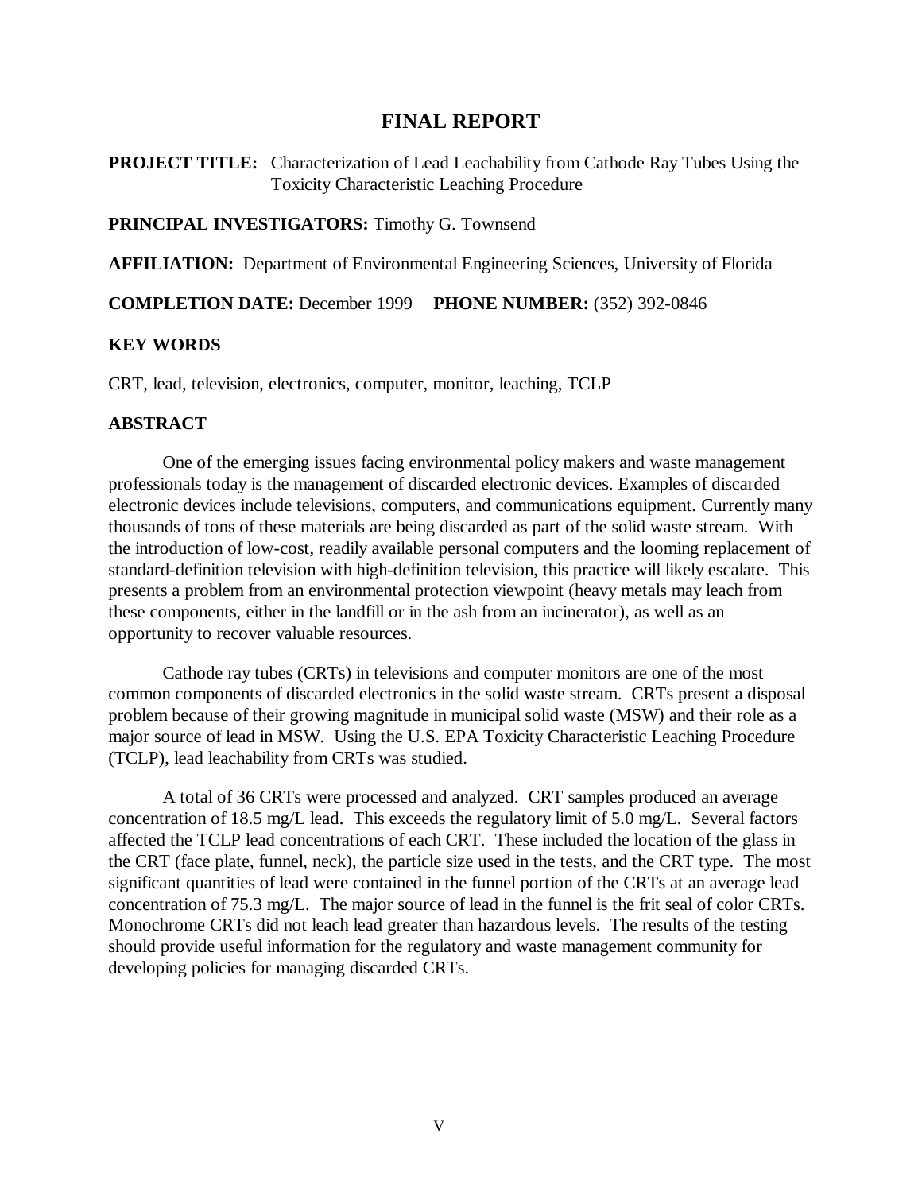# FINAL REPORT

**PROJECT TITLE:** Characterization of Lead Leachability from Cathode Ray Tubes Using the Toxicity Characteristic Leaching Procedure

**PRINCIPAL INVESTIGATORS:** Timothy G. Townsend

**AFFILIATION:** Department of Environmental Engineering Sciences, University of Florida

**COMPLETION DATE:** December 1999 **PHONE NUMBER:** (352) 392-0846

---

## KEY WORDS

CRT, lead, television, electronics, computer, monitor, leaching, TCLP

## ABSTRACT

One of the emerging issues facing environmental policy makers and waste management professionals today is the management of discarded electronic devices. Examples of discarded electronic devices include televisions, computers, and communications equipment. Currently many thousands of tons of these materials are being discarded as part of the solid waste stream. With the introduction of low-cost, readily available personal computers and the looming replacement of standard-definition television with high-definition television, this practice will likely escalate. This presents a problem from an environmental protection viewpoint (heavy metals may leach from these components, either in the landfill or in the ash from an incinerator), as well as an opportunity to recover valuable resources.

Cathode ray tubes (CRTs) in televisions and computer monitors are one of the most common components of discarded electronics in the solid waste stream. CRTs present a disposal problem because of their growing magnitude in municipal solid waste (MSW) and their role as a major source of lead in MSW. Using the U.S. EPA Toxicity Characteristic Leaching Procedure (TCLP), lead leachability from CRTs was studied.

A total of 36 CRTs were processed and analyzed. CRT samples produced an average concentration of 18.5 mg/L lead. This exceeds the regulatory limit of 5.0 mg/L. Several factors affected the TCLP lead concentrations of each CRT. These included the location of the glass in the CRT (face plate, funnel, neck), the particle size used in the tests, and the CRT type. The most significant quantities of lead were contained in the funnel portion of the CRTs at an average lead concentration of 75.3 mg/L. The major source of lead in the funnel is the frit seal of color CRTs. Monochrome CRTs did not leach lead greater than hazardous levels. The results of the testing should provide useful information for the regulatory and waste management community for developing policies for managing discarded CRTs.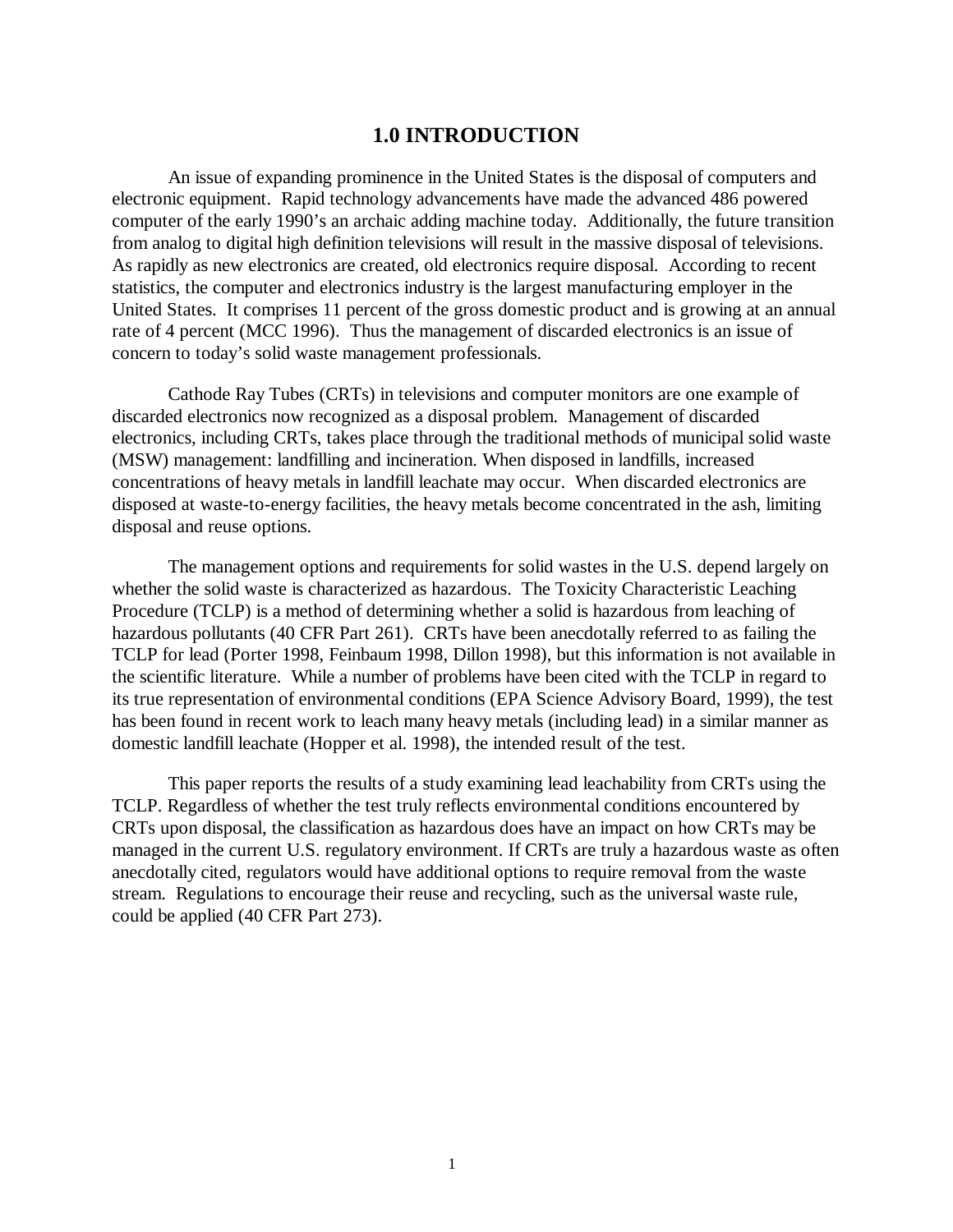# 1.0 INTRODUCTION

An issue of expanding prominence in the United States is the disposal of computers and electronic equipment. Rapid technology advancements have made the advanced 486 powered computer of the early 1990's an archaic adding machine today. Additionally, the future transition from analog to digital high definition televisions will result in the massive disposal of televisions. As rapidly as new electronics are created, old electronics require disposal. According to recent statistics, the computer and electronics industry is the largest manufacturing employer in the United States. It comprises 11 percent of the gross domestic product and is growing at an annual rate of 4 percent (MCC 1996). Thus the management of discarded electronics is an issue of concern to today's solid waste management professionals.

Cathode Ray Tubes (CRTs) in televisions and computer monitors are one example of discarded electronics now recognized as a disposal problem. Management of discarded electronics, including CRTs, takes place through the traditional methods of municipal solid waste (MSW) management: landfilling and incineration. When disposed in landfills, increased concentrations of heavy metals in landfill leachate may occur. When discarded electronics are disposed at waste-to-energy facilities, the heavy metals become concentrated in the ash, limiting disposal and reuse options.

The management options and requirements for solid wastes in the U.S. depend largely on whether the solid waste is characterized as hazardous. The Toxicity Characteristic Leaching Procedure (TCLP) is a method of determining whether a solid is hazardous from leaching of hazardous pollutants (40 CFR Part 261). CRTs have been anecdotally referred to as failing the TCLP for lead (Porter 1998, Feinbaum 1998, Dillon 1998), but this information is not available in the scientific literature. While a number of problems have been cited with the TCLP in regard to its true representation of environmental conditions (EPA Science Advisory Board, 1999), the test has been found in recent work to leach many heavy metals (including lead) in a similar manner as domestic landfill leachate (Hopper et al. 1998), the intended result of the test.

This paper reports the results of a study examining lead leachability from CRTs using the TCLP. Regardless of whether the test truly reflects environmental conditions encountered by CRTs upon disposal, the classification as hazardous does have an impact on how CRTs may be managed in the current U.S. regulatory environment. If CRTs are truly a hazardous waste as often anecdotally cited, regulators would have additional options to require removal from the waste stream. Regulations to encourage their reuse and recycling, such as the universal waste rule, could be applied (40 CFR Part 273).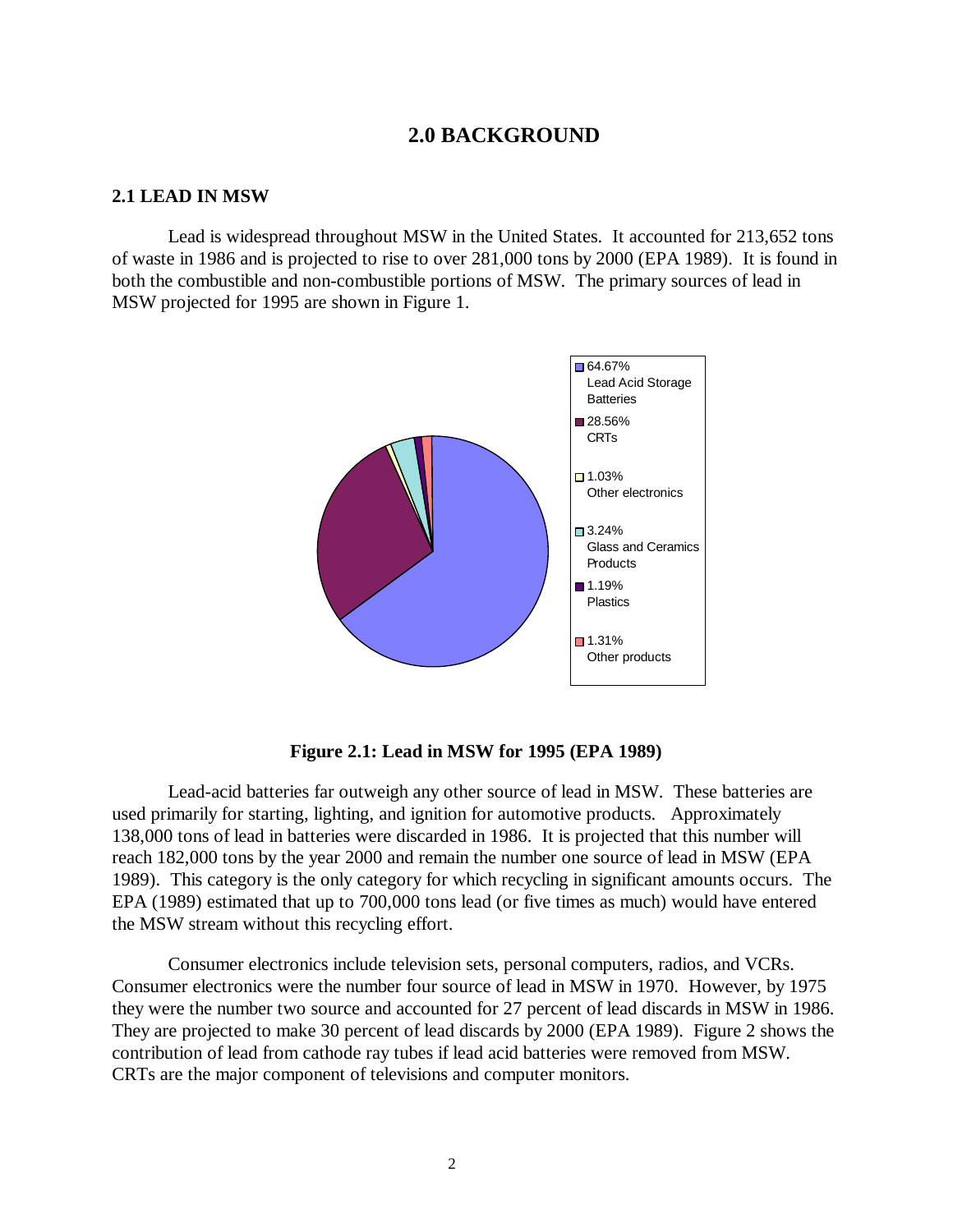# 2.0 BACKGROUND

## 2.1 LEAD IN MSW

Lead is widespread throughout MSW in the United States. It accounted for 213,652 tons of waste in 1986 and is projected to rise to over 281,000 tons by 2000 (EPA 1989). It is found in both the combustible and non-combustible portions of MSW. The primary sources of lead in MSW projected for 1995 are shown in Figure 1.

64.67% Lead Acid Storage Batteries
28.56% CRTs
1.03% Other electronics
3.24% Glass and Ceramics Products
1.19% Plastics
1.31% Other products

**Figure 2.1: Lead in MSW for 1995 (EPA 1989)**

Lead-acid batteries far outweigh any other source of lead in MSW. These batteries are used primarily for starting, lighting, and ignition for automotive products. Approximately 138,000 tons of lead in batteries were discarded in 1986. It is projected that this number will reach 182,000 tons by the year 2000 and remain the number one source of lead in MSW (EPA 1989). This category is the only category for which recycling in significant amounts occurs. The EPA (1989) estimated that up to 700,000 tons lead (or five times as much) would have entered the MSW stream without this recycling effort.

Consumer electronics include television sets, personal computers, radios, and VCRs. Consumer electronics were the number four source of lead in MSW in 1970. However, by 1975 they were the number two source and accounted for 27 percent of lead discards in MSW in 1986. They are projected to make 30 percent of lead discards by 2000 (EPA 1989). Figure 2 shows the contribution of lead from cathode ray tubes if lead acid batteries were removed from MSW. CRTs are the major component of televisions and computer monitors.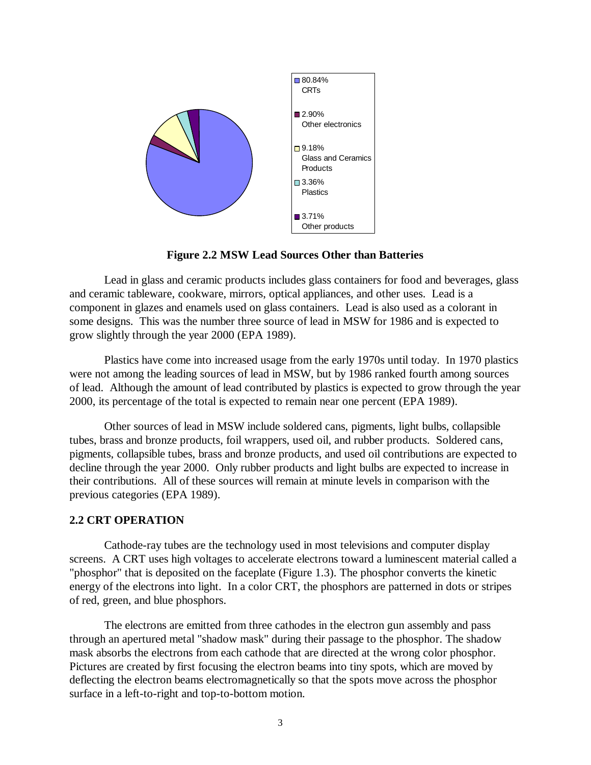80.84% CRTs

2.90% Other electronics

9.18% Glass and Ceramics Products

3.36% Plastics

3.71% Other products

**Figure 2.2 MSW Lead Sources Other than Batteries**

Lead in glass and ceramic products includes glass containers for food and beverages, glass and ceramic tableware, cookware, mirrors, optical appliances, and other uses. Lead is a component in glazes and enamels used on glass containers. Lead is also used as a colorant in some designs. This was the number three source of lead in MSW for 1986 and is expected to grow slightly through the year 2000 (EPA 1989).

Plastics have come into increased usage from the early 1970s until today. In 1970 plastics were not among the leading sources of lead in MSW, but by 1986 ranked fourth among sources of lead. Although the amount of lead contributed by plastics is expected to grow through the year 2000, its percentage of the total is expected to remain near one percent (EPA 1989).

Other sources of lead in MSW include soldered cans, pigments, light bulbs, collapsible tubes, brass and bronze products, foil wrappers, used oil, and rubber products. Soldered cans, pigments, collapsible tubes, brass and bronze products, and used oil contributions are expected to decline through the year 2000. Only rubber products and light bulbs are expected to increase in their contributions. All of these sources will remain at minute levels in comparison with the previous categories (EPA 1989).

## 2.2 CRT OPERATION

Cathode-ray tubes are the technology used in most televisions and computer display screens. A CRT uses high voltages to accelerate electrons toward a luminescent material called a "phosphor" that is deposited on the faceplate (Figure 1.3). The phosphor converts the kinetic energy of the electrons into light. In a color CRT, the phosphors are patterned in dots or stripes of red, green, and blue phosphors.

The electrons are emitted from three cathodes in the electron gun assembly and pass through an apertured metal "shadow mask" during their passage to the phosphor. The shadow mask absorbs the electrons from each cathode that are directed at the wrong color phosphor. Pictures are created by first focusing the electron beams into tiny spots, which are moved by deflecting the electron beams electromagnetically so that the spots move across the phosphor surface in a left-to-right and top-to-bottom motion.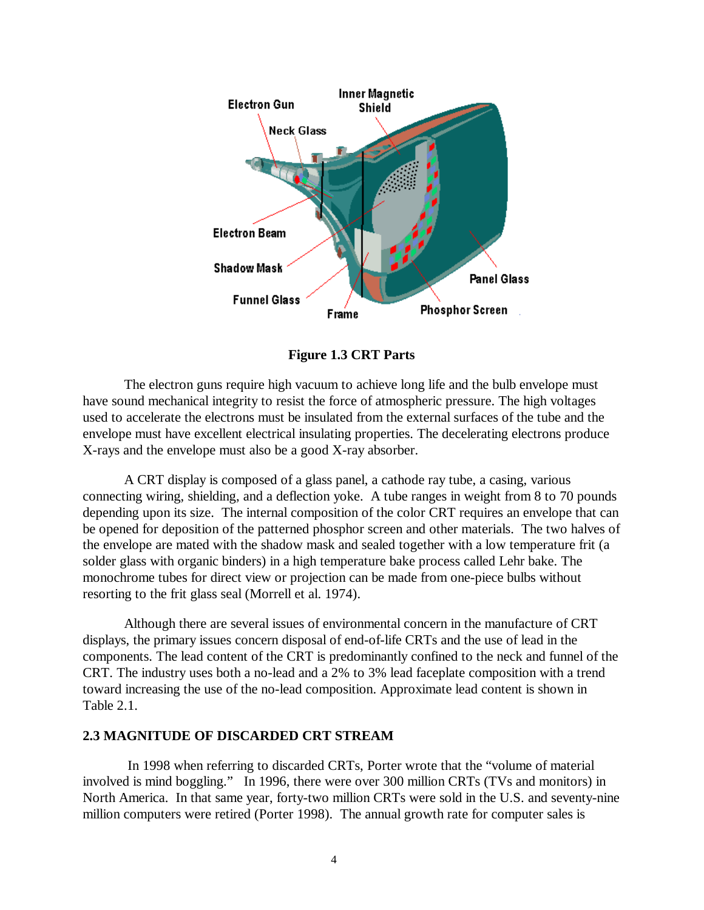**Figure 1.3 CRT Parts**

The electron guns require high vacuum to achieve long life and the bulb envelope must have sound mechanical integrity to resist the force of atmospheric pressure. The high voltages used to accelerate the electrons must be insulated from the external surfaces of the tube and the envelope must have excellent electrical insulating properties. The decelerating electrons produce X-rays and the envelope must also be a good X-ray absorber.

A CRT display is composed of a glass panel, a cathode ray tube, a casing, various connecting wiring, shielding, and a deflection yoke. A tube ranges in weight from 8 to 70 pounds depending upon its size. The internal composition of the color CRT requires an envelope that can be opened for deposition of the patterned phosphor screen and other materials. The two halves of the envelope are mated with the shadow mask and sealed together with a low temperature frit (a solder glass with organic binders) in a high temperature bake process called Lehr bake. The monochrome tubes for direct view or projection can be made from one-piece bulbs without resorting to the frit glass seal (Morrell et al. 1974).

Although there are several issues of environmental concern in the manufacture of CRT displays, the primary issues concern disposal of end-of-life CRTs and the use of lead in the components. The lead content of the CRT is predominantly confined to the neck and funnel of the CRT. The industry uses both a no-lead and a 2% to 3% lead faceplate composition with a trend toward increasing the use of the no-lead composition. Approximate lead content is shown in Table 2.1.

## 2.3 MAGNITUDE OF DISCARDED CRT STREAM

In 1998 when referring to discarded CRTs, Porter wrote that the "volume of material involved is mind boggling." In 1996, there were over 300 million CRTs (TVs and monitors) in North America. In that same year, forty-two million CRTs were sold in the U.S. and seventy-nine million computers were retired (Porter 1998). The annual growth rate for computer sales is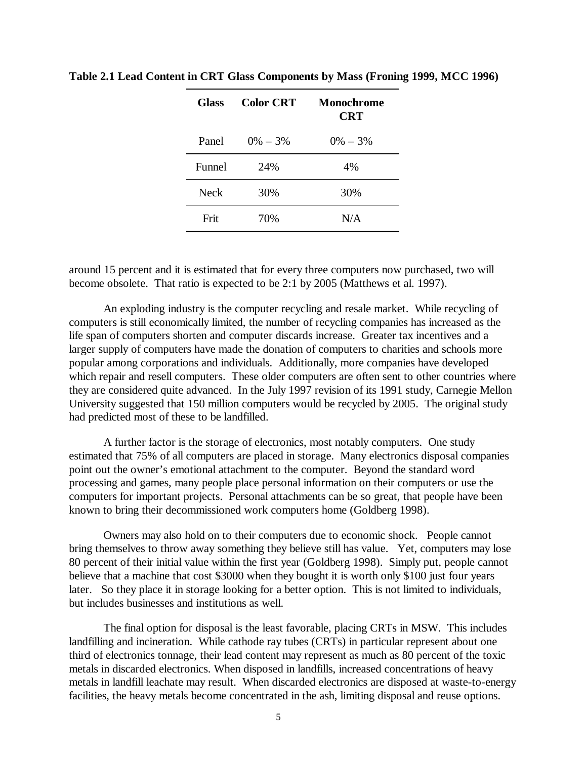**Table 2.1 Lead Content in CRT Glass Components by Mass (Froning 1999, MCC 1996)**

| Glass | Color CRT | Monochrome CRT |
|---|---|---|
| Panel | 0% – 3% | 0% – 3% |
| Funnel | 24% | 4% |
| Neck | 30% | 30% |
| Frit | 70% | N/A |

around 15 percent and it is estimated that for every three computers now purchased, two will become obsolete. That ratio is expected to be 2:1 by 2005 (Matthews et al. 1997).

An exploding industry is the computer recycling and resale market. While recycling of computers is still economically limited, the number of recycling companies has increased as the life span of computers shorten and computer discards increase. Greater tax incentives and a larger supply of computers have made the donation of computers to charities and schools more popular among corporations and individuals. Additionally, more companies have developed which repair and resell computers. These older computers are often sent to other countries where they are considered quite advanced. In the July 1997 revision of its 1991 study, Carnegie Mellon University suggested that 150 million computers would be recycled by 2005. The original study had predicted most of these to be landfilled.

A further factor is the storage of electronics, most notably computers. One study estimated that 75% of all computers are placed in storage. Many electronics disposal companies point out the owner's emotional attachment to the computer. Beyond the standard word processing and games, many people place personal information on their computers or use the computers for important projects. Personal attachments can be so great, that people have been known to bring their decommissioned work computers home (Goldberg 1998).

Owners may also hold on to their computers due to economic shock. People cannot bring themselves to throw away something they believe still has value. Yet, computers may lose 80 percent of their initial value within the first year (Goldberg 1998). Simply put, people cannot believe that a machine that cost $3000 when they bought it is worth only $100 just four years later. So they place it in storage looking for a better option. This is not limited to individuals, but includes businesses and institutions as well.

The final option for disposal is the least favorable, placing CRTs in MSW. This includes landfilling and incineration. While cathode ray tubes (CRTs) in particular represent about one third of electronics tonnage, their lead content may represent as much as 80 percent of the toxic metals in discarded electronics. When disposed in landfills, increased concentrations of heavy metals in landfill leachate may result. When discarded electronics are disposed at waste-to-energy facilities, the heavy metals become concentrated in the ash, limiting disposal and reuse options.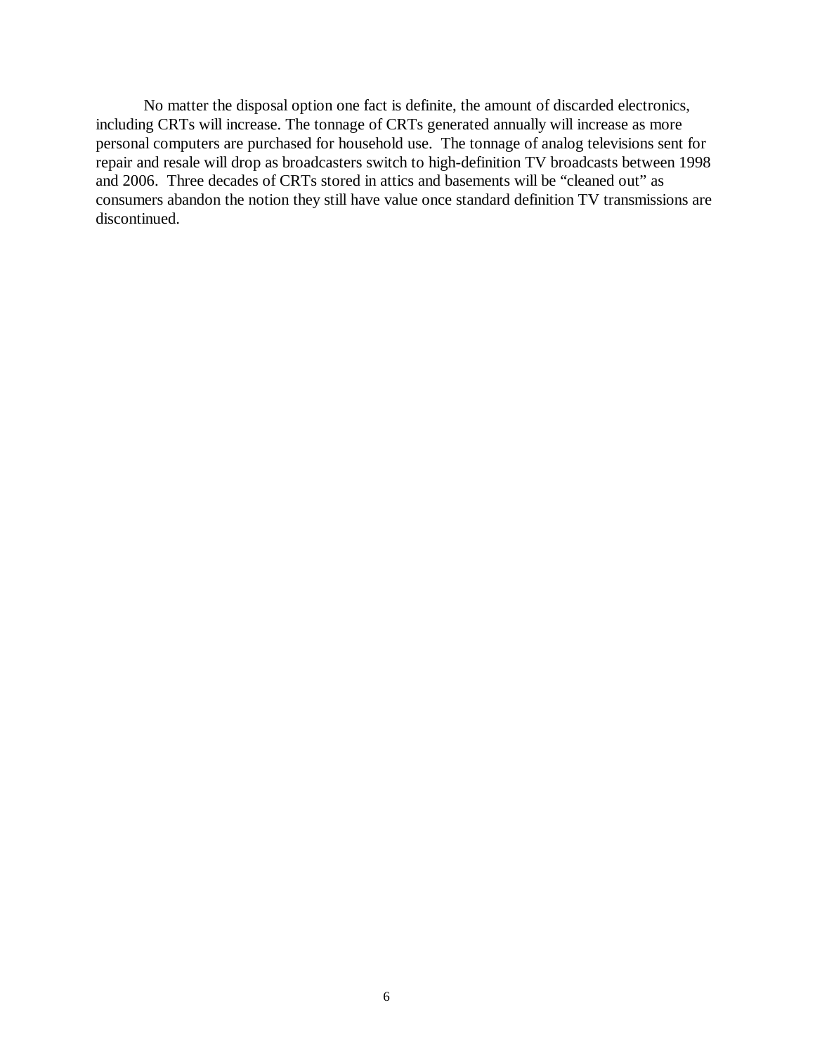No matter the disposal option one fact is definite, the amount of discarded electronics, including CRTs will increase. The tonnage of CRTs generated annually will increase as more personal computers are purchased for household use. The tonnage of analog televisions sent for repair and resale will drop as broadcasters switch to high-definition TV broadcasts between 1998 and 2006. Three decades of CRTs stored in attics and basements will be "cleaned out" as consumers abandon the notion they still have value once standard definition TV transmissions are discontinued.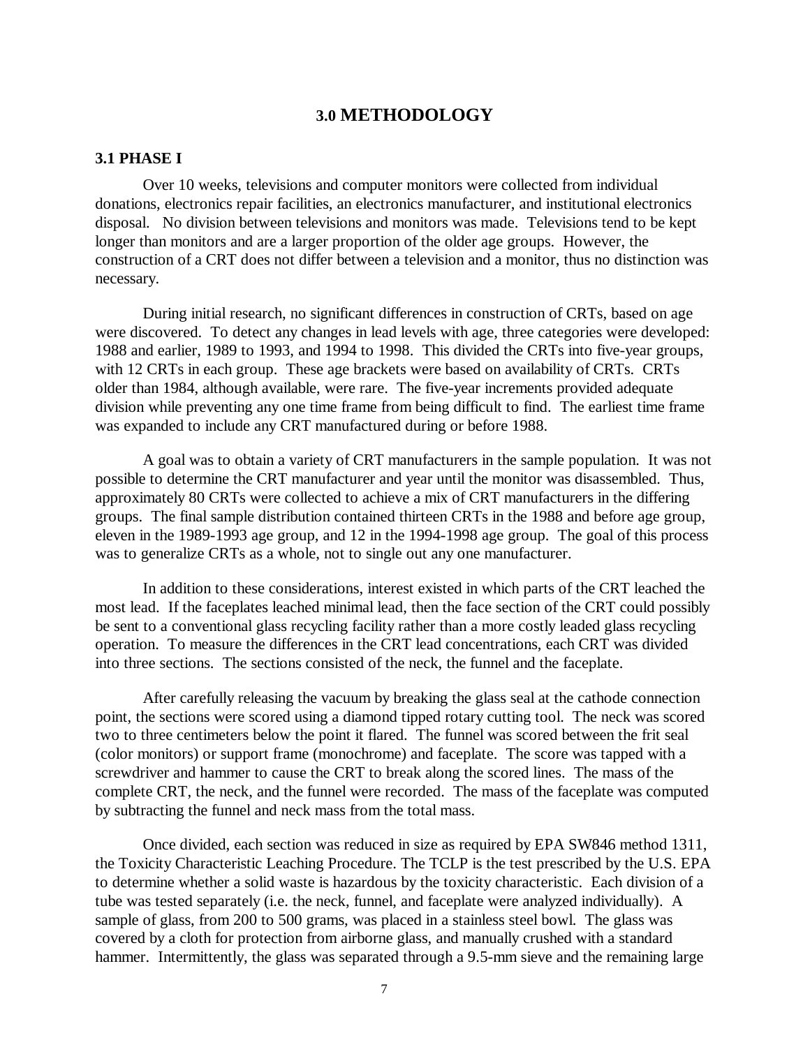# 3.0 METHODOLOGY

## 3.1 PHASE I

Over 10 weeks, televisions and computer monitors were collected from individual donations, electronics repair facilities, an electronics manufacturer, and institutional electronics disposal. No division between televisions and monitors was made. Televisions tend to be kept longer than monitors and are a larger proportion of the older age groups. However, the construction of a CRT does not differ between a television and a monitor, thus no distinction was necessary.

During initial research, no significant differences in construction of CRTs, based on age were discovered. To detect any changes in lead levels with age, three categories were developed: 1988 and earlier, 1989 to 1993, and 1994 to 1998. This divided the CRTs into five-year groups, with 12 CRTs in each group. These age brackets were based on availability of CRTs. CRTs older than 1984, although available, were rare. The five-year increments provided adequate division while preventing any one time frame from being difficult to find. The earliest time frame was expanded to include any CRT manufactured during or before 1988.

A goal was to obtain a variety of CRT manufacturers in the sample population. It was not possible to determine the CRT manufacturer and year until the monitor was disassembled. Thus, approximately 80 CRTs were collected to achieve a mix of CRT manufacturers in the differing groups. The final sample distribution contained thirteen CRTs in the 1988 and before age group, eleven in the 1989-1993 age group, and 12 in the 1994-1998 age group. The goal of this process was to generalize CRTs as a whole, not to single out any one manufacturer.

In addition to these considerations, interest existed in which parts of the CRT leached the most lead. If the faceplates leached minimal lead, then the face section of the CRT could possibly be sent to a conventional glass recycling facility rather than a more costly leaded glass recycling operation. To measure the differences in the CRT lead concentrations, each CRT was divided into three sections. The sections consisted of the neck, the funnel and the faceplate.

After carefully releasing the vacuum by breaking the glass seal at the cathode connection point, the sections were scored using a diamond tipped rotary cutting tool. The neck was scored two to three centimeters below the point it flared. The funnel was scored between the frit seal (color monitors) or support frame (monochrome) and faceplate. The score was tapped with a screwdriver and hammer to cause the CRT to break along the scored lines. The mass of the complete CRT, the neck, and the funnel were recorded. The mass of the faceplate was computed by subtracting the funnel and neck mass from the total mass.

Once divided, each section was reduced in size as required by EPA SW846 method 1311, the Toxicity Characteristic Leaching Procedure. The TCLP is the test prescribed by the U.S. EPA to determine whether a solid waste is hazardous by the toxicity characteristic. Each division of a tube was tested separately (i.e. the neck, funnel, and faceplate were analyzed individually). A sample of glass, from 200 to 500 grams, was placed in a stainless steel bowl. The glass was covered by a cloth for protection from airborne glass, and manually crushed with a standard hammer. Intermittently, the glass was separated through a 9.5-mm sieve and the remaining large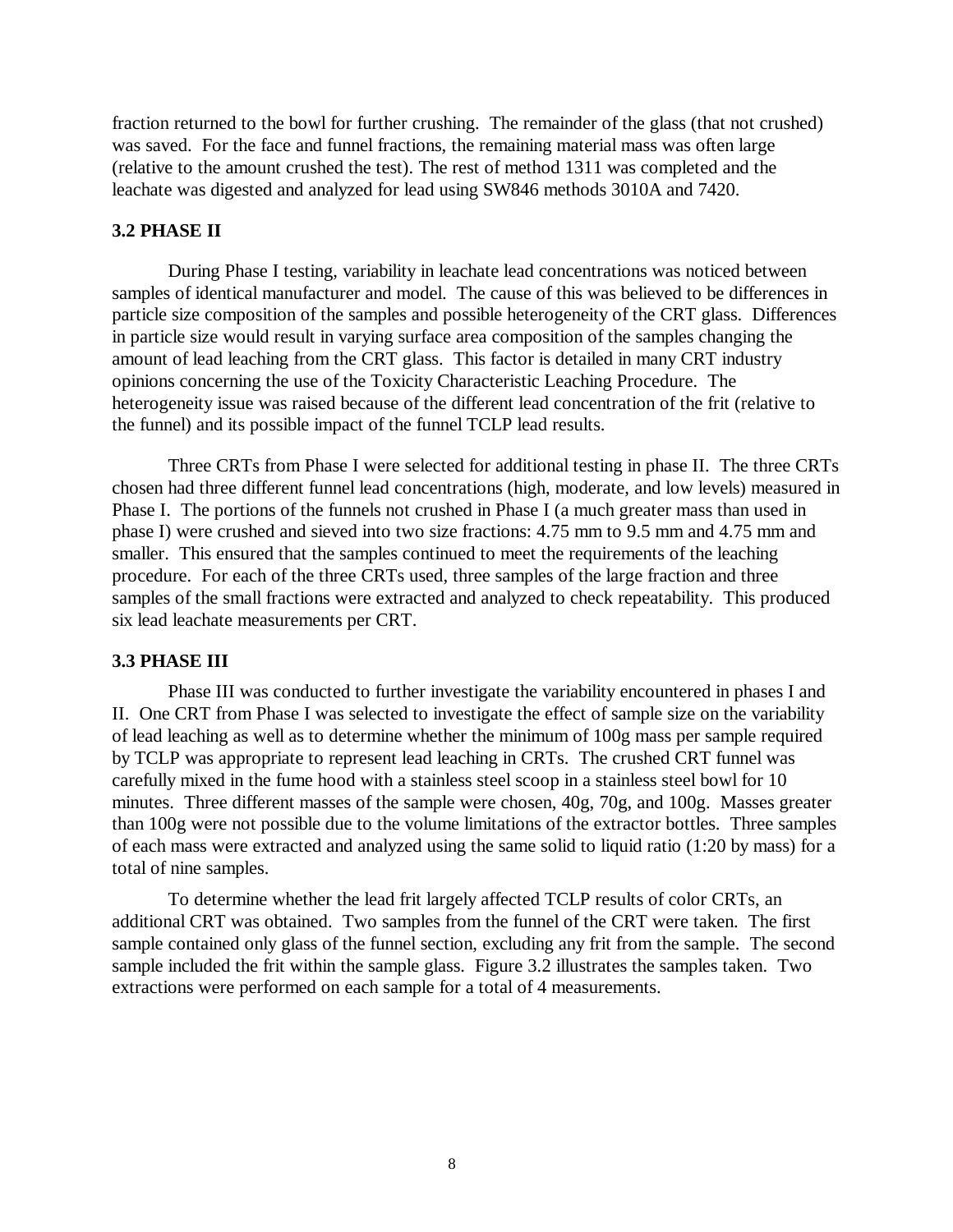fraction returned to the bowl for further crushing. The remainder of the glass (that not crushed) was saved. For the face and funnel fractions, the remaining material mass was often large (relative to the amount crushed the test). The rest of method 1311 was completed and the leachate was digested and analyzed for lead using SW846 methods 3010A and 7420.

### 3.2 PHASE II

During Phase I testing, variability in leachate lead concentrations was noticed between samples of identical manufacturer and model. The cause of this was believed to be differences in particle size composition of the samples and possible heterogeneity of the CRT glass. Differences in particle size would result in varying surface area composition of the samples changing the amount of lead leaching from the CRT glass. This factor is detailed in many CRT industry opinions concerning the use of the Toxicity Characteristic Leaching Procedure. The heterogeneity issue was raised because of the different lead concentration of the frit (relative to the funnel) and its possible impact of the funnel TCLP lead results.

Three CRTs from Phase I were selected for additional testing in phase II. The three CRTs chosen had three different funnel lead concentrations (high, moderate, and low levels) measured in Phase I. The portions of the funnels not crushed in Phase I (a much greater mass than used in phase I) were crushed and sieved into two size fractions: 4.75 mm to 9.5 mm and 4.75 mm and smaller. This ensured that the samples continued to meet the requirements of the leaching procedure. For each of the three CRTs used, three samples of the large fraction and three samples of the small fractions were extracted and analyzed to check repeatability. This produced six lead leachate measurements per CRT.

### 3.3 PHASE III

Phase III was conducted to further investigate the variability encountered in phases I and II. One CRT from Phase I was selected to investigate the effect of sample size on the variability of lead leaching as well as to determine whether the minimum of 100g mass per sample required by TCLP was appropriate to represent lead leaching in CRTs. The crushed CRT funnel was carefully mixed in the fume hood with a stainless steel scoop in a stainless steel bowl for 10 minutes. Three different masses of the sample were chosen, 40g, 70g, and 100g. Masses greater than 100g were not possible due to the volume limitations of the extractor bottles. Three samples of each mass were extracted and analyzed using the same solid to liquid ratio (1:20 by mass) for a total of nine samples.

To determine whether the lead frit largely affected TCLP results of color CRTs, an additional CRT was obtained. Two samples from the funnel of the CRT were taken. The first sample contained only glass of the funnel section, excluding any frit from the sample. The second sample included the frit within the sample glass. Figure 3.2 illustrates the samples taken. Two extractions were performed on each sample for a total of 4 measurements.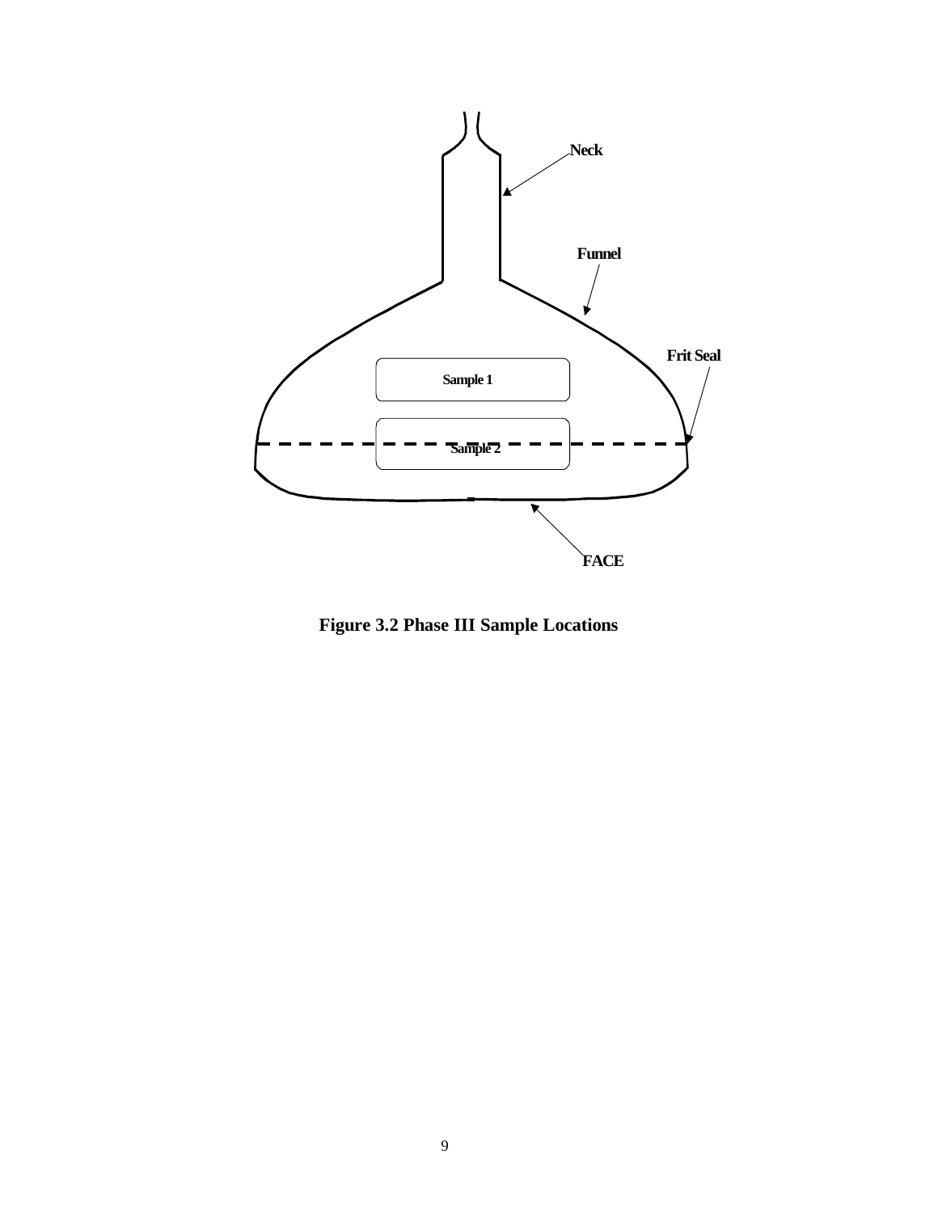Neck

Funnel

Frit Seal

Sample 1

Sample 2

FACE

**Figure 3.2 Phase III Sample Locations**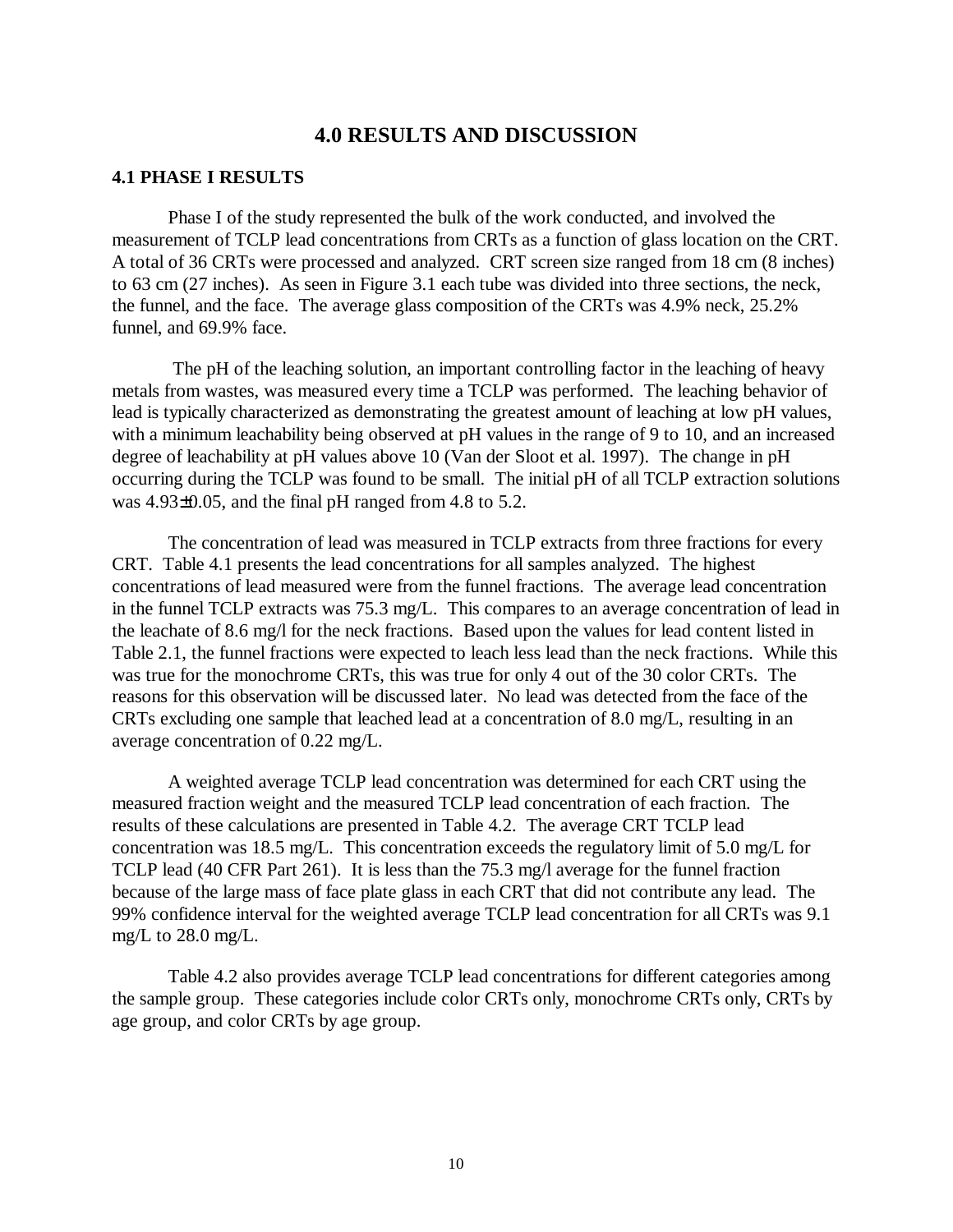# 4.0 RESULTS AND DISCUSSION

## 4.1 PHASE I RESULTS

Phase I of the study represented the bulk of the work conducted, and involved the measurement of TCLP lead concentrations from CRTs as a function of glass location on the CRT. A total of 36 CRTs were processed and analyzed. CRT screen size ranged from 18 cm (8 inches) to 63 cm (27 inches). As seen in Figure 3.1 each tube was divided into three sections, the neck, the funnel, and the face. The average glass composition of the CRTs was 4.9% neck, 25.2% funnel, and 69.9% face.

The pH of the leaching solution, an important controlling factor in the leaching of heavy metals from wastes, was measured every time a TCLP was performed. The leaching behavior of lead is typically characterized as demonstrating the greatest amount of leaching at low pH values, with a minimum leachability being observed at pH values in the range of 9 to 10, and an increased degree of leachability at pH values above 10 (Van der Sloot et al. 1997). The change in pH occurring during the TCLP was found to be small. The initial pH of all TCLP extraction solutions was $4.93 \pm 0.05$, and the final pH ranged from 4.8 to 5.2.

The concentration of lead was measured in TCLP extracts from three fractions for every CRT. Table 4.1 presents the lead concentrations for all samples analyzed. The highest concentrations of lead measured were from the funnel fractions. The average lead concentration in the funnel TCLP extracts was 75.3 mg/L. This compares to an average concentration of lead in the leachate of 8.6 mg/l for the neck fractions. Based upon the values for lead content listed in Table 2.1, the funnel fractions were expected to leach less lead than the neck fractions. While this was true for the monochrome CRTs, this was true for only 4 out of the 30 color CRTs. The reasons for this observation will be discussed later. No lead was detected from the face of the CRTs excluding one sample that leached lead at a concentration of 8.0 mg/L, resulting in an average concentration of 0.22 mg/L.

A weighted average TCLP lead concentration was determined for each CRT using the measured fraction weight and the measured TCLP lead concentration of each fraction. The results of these calculations are presented in Table 4.2. The average CRT TCLP lead concentration was 18.5 mg/L. This concentration exceeds the regulatory limit of 5.0 mg/L for TCLP lead (40 CFR Part 261). It is less than the 75.3 mg/l average for the funnel fraction because of the large mass of face plate glass in each CRT that did not contribute any lead. The 99% confidence interval for the weighted average TCLP lead concentration for all CRTs was 9.1 mg/L to 28.0 mg/L.

Table 4.2 also provides average TCLP lead concentrations for different categories among the sample group. These categories include color CRTs only, monochrome CRTs only, CRTs by age group, and color CRTs by age group.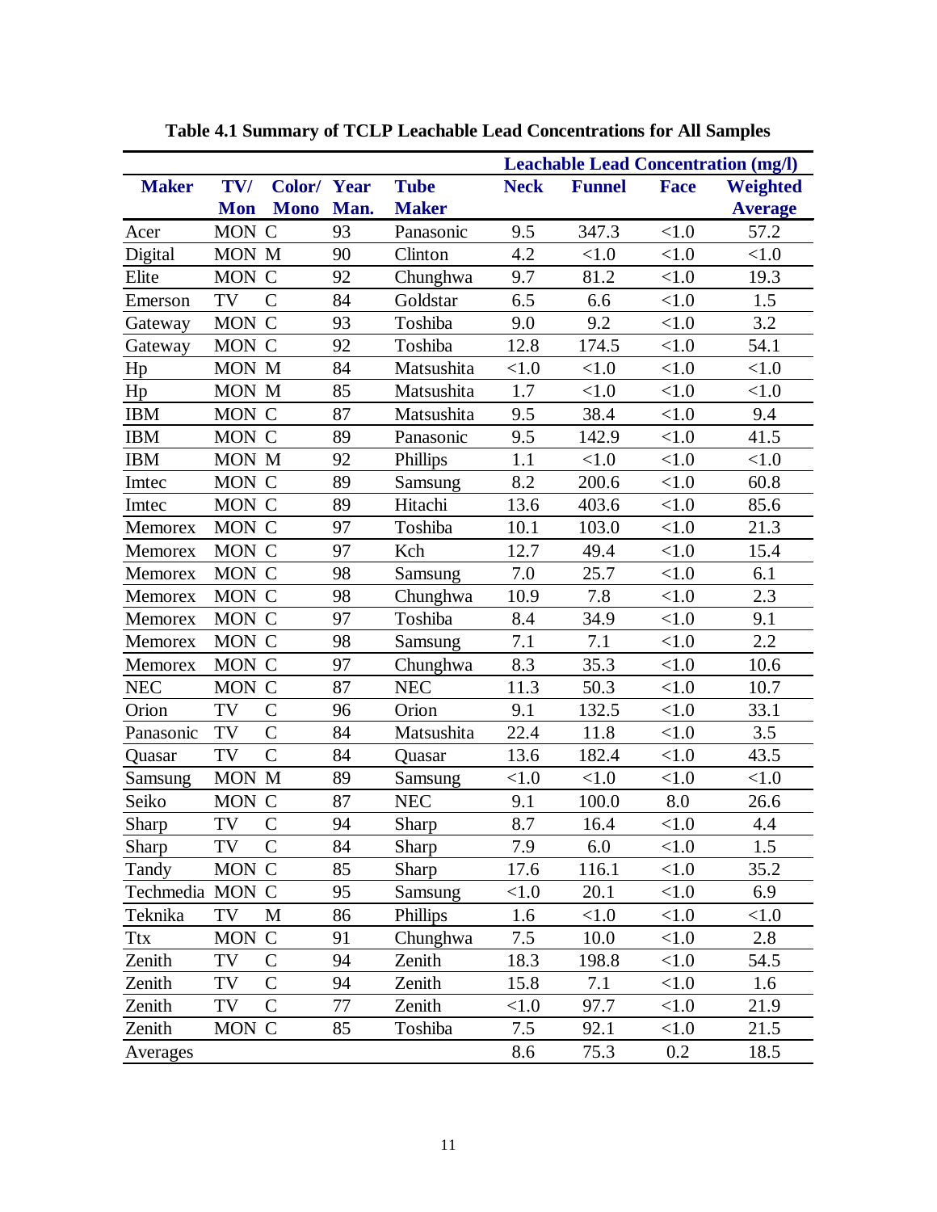**Table 4.1 Summary of TCLP Leachable Lead Concentrations for All Samples**

| Maker | TV/ Mon | Color/ Mono | Year Man. | Tube Maker | Leachable Lead Concentration (mg/l) Neck | Funnel | Face | Weighted Average |
|---|---|---|---|---|---|---|---|---|
| Acer | MON | C | 93 | Panasonic | 9.5 | 347.3 | <1.0 | 57.2 |
| Digital | MON | M | 90 | Clinton | 4.2 | <1.0 | <1.0 | <1.0 |
| Elite | MON | C | 92 | Chunghwa | 9.7 | 81.2 | <1.0 | 19.3 |
| Emerson | TV | C | 84 | Goldstar | 6.5 | 6.6 | <1.0 | 1.5 |
| Gateway | MON | C | 93 | Toshiba | 9.0 | 9.2 | <1.0 | 3.2 |
| Gateway | MON | C | 92 | Toshiba | 12.8 | 174.5 | <1.0 | 54.1 |
| Hp | MON | M | 84 | Matsushita | <1.0 | <1.0 | <1.0 | <1.0 |
| Hp | MON | M | 85 | Matsushita | 1.7 | <1.0 | <1.0 | <1.0 |
| IBM | MON | C | 87 | Matsushita | 9.5 | 38.4 | <1.0 | 9.4 |
| IBM | MON | C | 89 | Panasonic | 9.5 | 142.9 | <1.0 | 41.5 |
| IBM | MON | M | 92 | Phillips | 1.1 | <1.0 | <1.0 | <1.0 |
| Imtec | MON | C | 89 | Samsung | 8.2 | 200.6 | <1.0 | 60.8 |
| Imtec | MON | C | 89 | Hitachi | 13.6 | 403.6 | <1.0 | 85.6 |
| Memorex | MON | C | 97 | Toshiba | 10.1 | 103.0 | <1.0 | 21.3 |
| Memorex | MON | C | 97 | Kch | 12.7 | 49.4 | <1.0 | 15.4 |
| Memorex | MON | C | 98 | Samsung | 7.0 | 25.7 | <1.0 | 6.1 |
| Memorex | MON | C | 98 | Chunghwa | 10.9 | 7.8 | <1.0 | 2.3 |
| Memorex | MON | C | 97 | Toshiba | 8.4 | 34.9 | <1.0 | 9.1 |
| Memorex | MON | C | 98 | Samsung | 7.1 | 7.1 | <1.0 | 2.2 |
| Memorex | MON | C | 97 | Chunghwa | 8.3 | 35.3 | <1.0 | 10.6 |
| NEC | MON | C | 87 | NEC | 11.3 | 50.3 | <1.0 | 10.7 |
| Orion | TV | C | 96 | Orion | 9.1 | 132.5 | <1.0 | 33.1 |
| Panasonic | TV | C | 84 | Matsushita | 22.4 | 11.8 | <1.0 | 3.5 |
| Quasar | TV | C | 84 | Quasar | 13.6 | 182.4 | <1.0 | 43.5 |
| Samsung | MON | M | 89 | Samsung | <1.0 | <1.0 | <1.0 | <1.0 |
| Seiko | MON | C | 87 | NEC | 9.1 | 100.0 | 8.0 | 26.6 |
| Sharp | TV | C | 94 | Sharp | 8.7 | 16.4 | <1.0 | 4.4 |
| Sharp | TV | C | 84 | Sharp | 7.9 | 6.0 | <1.0 | 1.5 |
| Tandy | MON | C | 85 | Sharp | 17.6 | 116.1 | <1.0 | 35.2 |
| Techmedia | MON | C | 95 | Samsung | <1.0 | 20.1 | <1.0 | 6.9 |
| Teknika | TV | M | 86 | Phillips | 1.6 | <1.0 | <1.0 | <1.0 |
| Ttx | MON | C | 91 | Chunghwa | 7.5 | 10.0 | <1.0 | 2.8 |
| Zenith | TV | C | 94 | Zenith | 18.3 | 198.8 | <1.0 | 54.5 |
| Zenith | TV | C | 94 | Zenith | 15.8 | 7.1 | <1.0 | 1.6 |
| Zenith | TV | C | 77 | Zenith | <1.0 | 97.7 | <1.0 | 21.9 |
| Zenith | MON | C | 85 | Toshiba | 7.5 | 92.1 | <1.0 | 21.5 |
| Averages | | | | | 8.6 | 75.3 | 0.2 | 18.5 |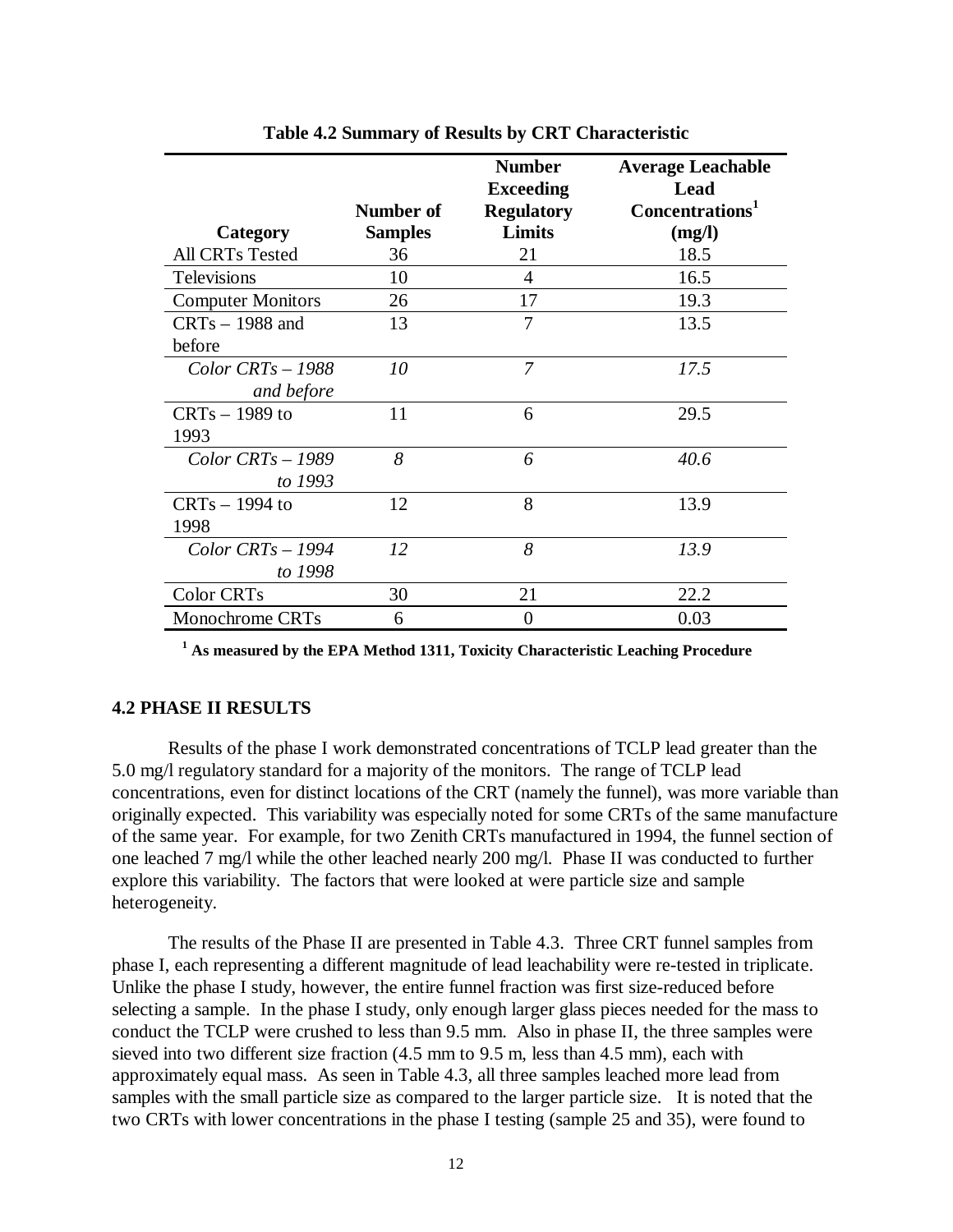**Table 4.2 Summary of Results by CRT Characteristic**

| Category | Number of Samples | Number Exceeding Regulatory Limits | Average Leachable Lead Concentrations[1] (mg/l) |
|---|---|---|---|
| All CRTs Tested | 36 | 21 | 18.5 |
| Televisions | 10 | 4 | 16.5 |
| Computer Monitors | 26 | 17 | 19.3 |
| CRTs – 1988 and before | 13 | 7 | 13.5 |
| *Color CRTs – 1988 and before* | *10* | *7* | *17.5* |
| CRTs – 1989 to 1993 | 11 | 6 | 29.5 |
| *Color CRTs – 1989 to 1993* | *8* | *6* | *40.6* |
| CRTs – 1994 to 1998 | 12 | 8 | 13.9 |
| *Color CRTs – 1994 to 1998* | *12* | *8* | *13.9* |
| Color CRTs | 30 | 21 | 22.2 |
| Monochrome CRTs | 6 | 0 | 0.03 |

**[1] As measured by the EPA Method 1311, Toxicity Characteristic Leaching Procedure**

## 4.2 PHASE II RESULTS

Results of the phase I work demonstrated concentrations of TCLP lead greater than the 5.0 mg/l regulatory standard for a majority of the monitors. The range of TCLP lead concentrations, even for distinct locations of the CRT (namely the funnel), was more variable than originally expected. This variability was especially noted for some CRTs of the same manufacture of the same year. For example, for two Zenith CRTs manufactured in 1994, the funnel section of one leached 7 mg/l while the other leached nearly 200 mg/l. Phase II was conducted to further explore this variability. The factors that were looked at were particle size and sample heterogeneity.

The results of the Phase II are presented in Table 4.3. Three CRT funnel samples from phase I, each representing a different magnitude of lead leachability were re-tested in triplicate. Unlike the phase I study, however, the entire funnel fraction was first size-reduced before selecting a sample. In the phase I study, only enough larger glass pieces needed for the mass to conduct the TCLP were crushed to less than 9.5 mm. Also in phase II, the three samples were sieved into two different size fraction (4.5 mm to 9.5 m, less than 4.5 mm), each with approximately equal mass. As seen in Table 4.3, all three samples leached more lead from samples with the small particle size as compared to the larger particle size. It is noted that the two CRTs with lower concentrations in the phase I testing (sample 25 and 35), were found to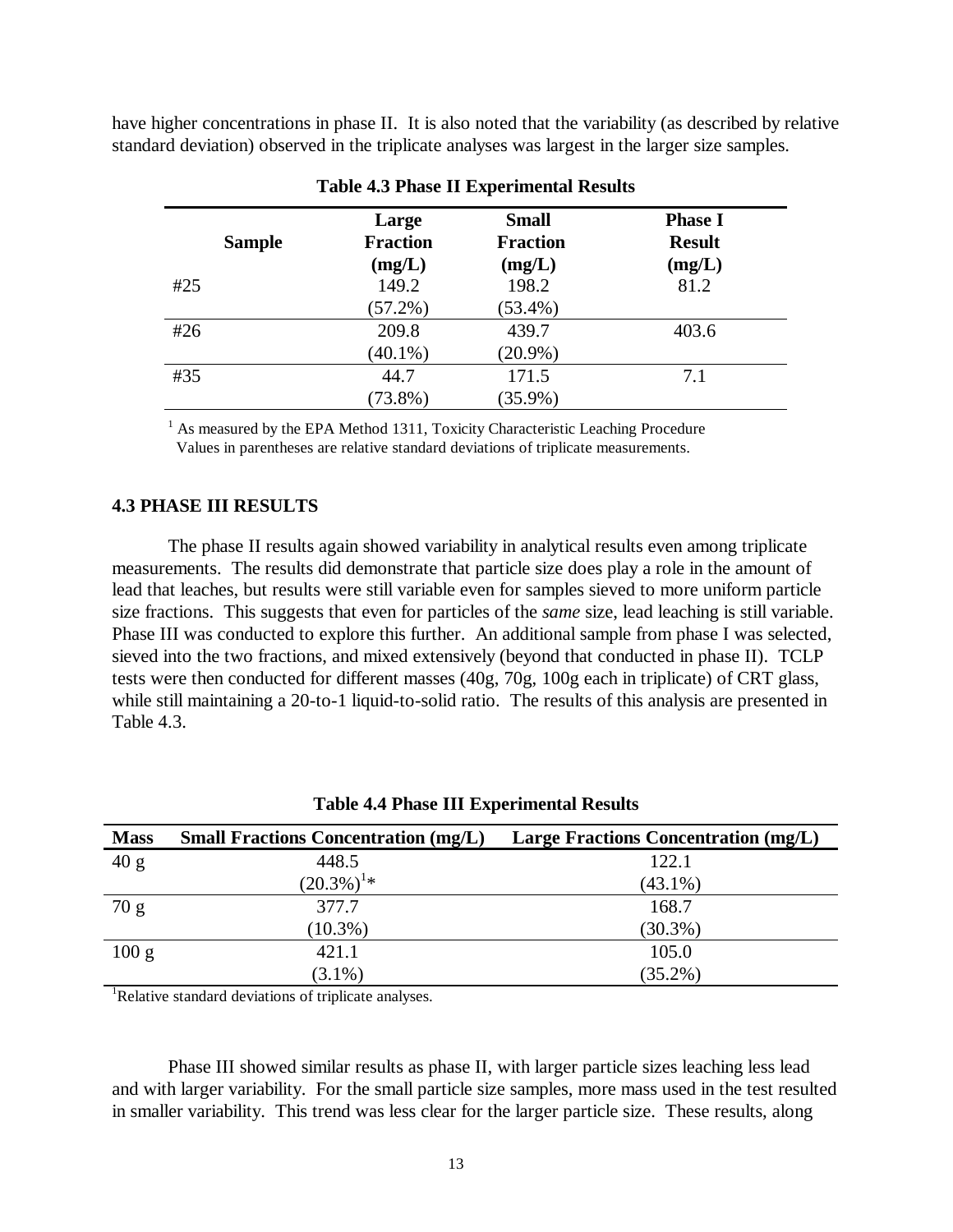have higher concentrations in phase II. It is also noted that the variability (as described by relative standard deviation) observed in the triplicate analyses was largest in the larger size samples.

**Table 4.3 Phase II Experimental Results**

| Sample | Large Fraction (mg/L) | Small Fraction (mg/L) | Phase I Result (mg/L) |
|---|---|---|---|
| #25 | 149.2 (57.2%) | 198.2 (53.4%) | 81.2 |
| #26 | 209.8 (40.1%) | 439.7 (20.9%) | 403.6 |
| #35 | 44.7 (73.8%) | 171.5 (35.9%) | 7.1 |

[1] As measured by the EPA Method 1311, Toxicity Characteristic Leaching Procedure
Values in parentheses are relative standard deviations of triplicate measurements.

### 4.3 PHASE III RESULTS

The phase II results again showed variability in analytical results even among triplicate measurements. The results did demonstrate that particle size does play a role in the amount of lead that leaches, but results were still variable even for samples sieved to more uniform particle size fractions. This suggests that even for particles of the *same* size, lead leaching is still variable. Phase III was conducted to explore this further. An additional sample from phase I was selected, sieved into the two fractions, and mixed extensively (beyond that conducted in phase II). TCLP tests were then conducted for different masses (40g, 70g, 100g each in triplicate) of CRT glass, while still maintaining a 20-to-1 liquid-to-solid ratio. The results of this analysis are presented in Table 4.3.

**Table 4.4 Phase III Experimental Results**

| Mass | Small Fractions Concentration (mg/L) | Large Fractions Concentration (mg/L) |
|---|---|---|
| 40 g | 448.5 (20.3%)[1]* | 122.1 (43.1%) |
| 70 g | 377.7 (10.3%) | 168.7 (30.3%) |
| 100 g | 421.1 (3.1%) | 105.0 (35.2%) |

[1]Relative standard deviations of triplicate analyses.

Phase III showed similar results as phase II, with larger particle sizes leaching less lead and with larger variability. For the small particle size samples, more mass used in the test resulted in smaller variability. This trend was less clear for the larger particle size. These results, along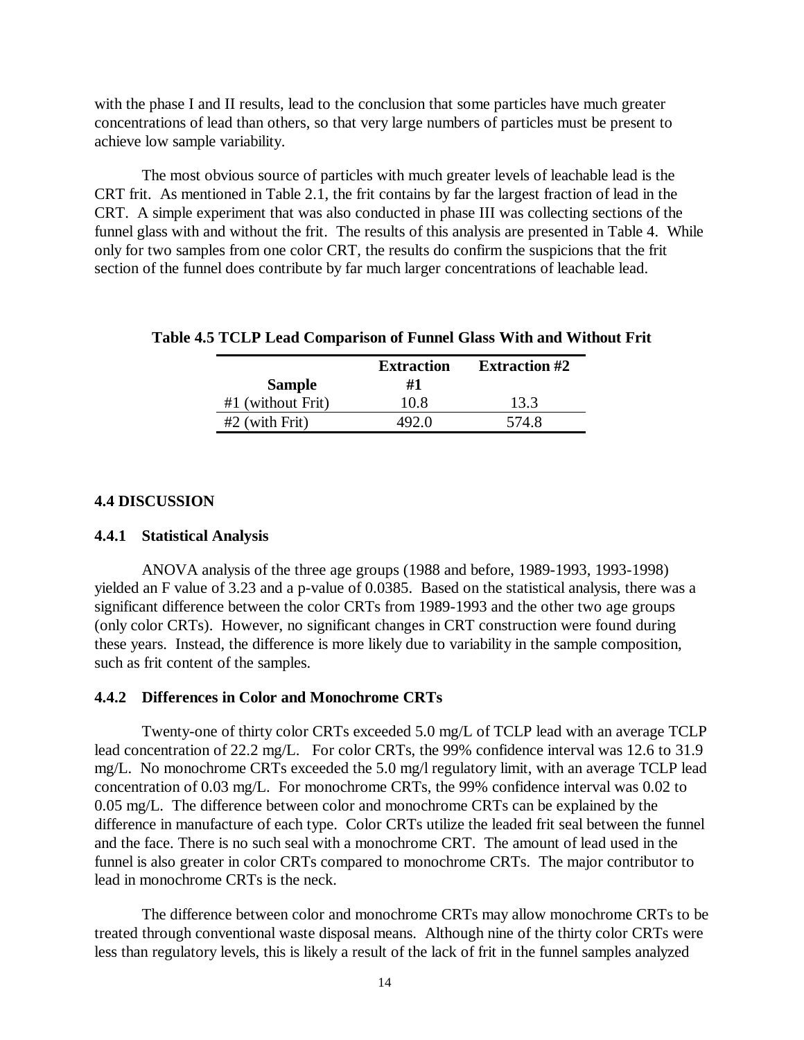with the phase I and II results, lead to the conclusion that some particles have much greater concentrations of lead than others, so that very large numbers of particles must be present to achieve low sample variability.

The most obvious source of particles with much greater levels of leachable lead is the CRT frit. As mentioned in Table 2.1, the frit contains by far the largest fraction of lead in the CRT. A simple experiment that was also conducted in phase III was collecting sections of the funnel glass with and without the frit. The results of this analysis are presented in Table 4. While only for two samples from one color CRT, the results do confirm the suspicions that the frit section of the funnel does contribute by far much larger concentrations of leachable lead.

**Table 4.5 TCLP Lead Comparison of Funnel Glass With and Without Frit**

| Sample | Extraction #1 | Extraction #2 |
|---|---|---|
| #1 (without Frit) | 10.8 | 13.3 |
| #2 (with Frit) | 492.0 | 574.8 |

## 4.4 DISCUSSION

### 4.4.1 Statistical Analysis

ANOVA analysis of the three age groups (1988 and before, 1989-1993, 1993-1998) yielded an F value of 3.23 and a p-value of 0.0385. Based on the statistical analysis, there was a significant difference between the color CRTs from 1989-1993 and the other two age groups (only color CRTs). However, no significant changes in CRT construction were found during these years. Instead, the difference is more likely due to variability in the sample composition, such as frit content of the samples.

### 4.4.2 Differences in Color and Monochrome CRTs

Twenty-one of thirty color CRTs exceeded 5.0 mg/L of TCLP lead with an average TCLP lead concentration of 22.2 mg/L. For color CRTs, the 99% confidence interval was 12.6 to 31.9 mg/L. No monochrome CRTs exceeded the 5.0 mg/l regulatory limit, with an average TCLP lead concentration of 0.03 mg/L. For monochrome CRTs, the 99% confidence interval was 0.02 to 0.05 mg/L. The difference between color and monochrome CRTs can be explained by the difference in manufacture of each type. Color CRTs utilize the leaded frit seal between the funnel and the face. There is no such seal with a monochrome CRT. The amount of lead used in the funnel is also greater in color CRTs compared to monochrome CRTs. The major contributor to lead in monochrome CRTs is the neck.

The difference between color and monochrome CRTs may allow monochrome CRTs to be treated through conventional waste disposal means. Although nine of the thirty color CRTs were less than regulatory levels, this is likely a result of the lack of frit in the funnel samples analyzed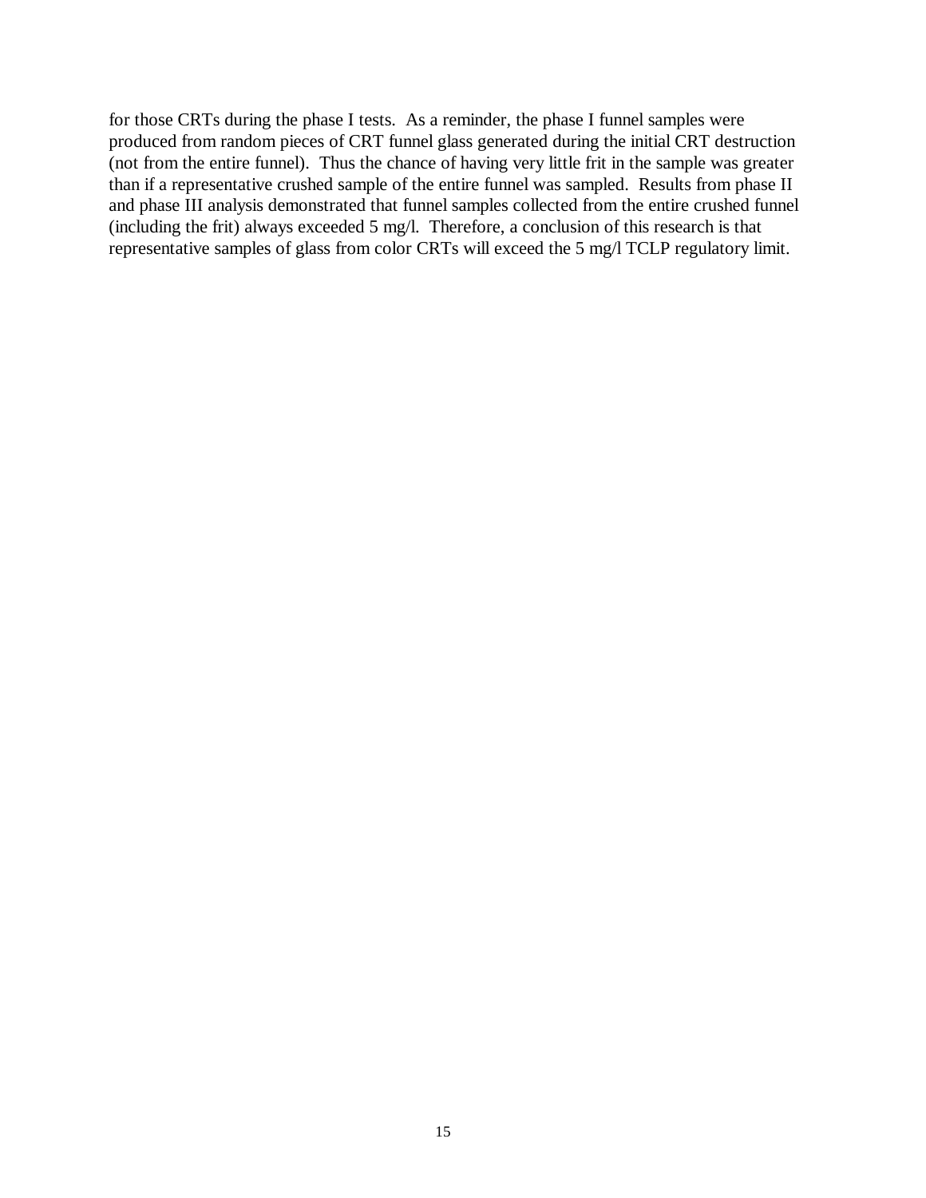for those CRTs during the phase I tests. As a reminder, the phase I funnel samples were produced from random pieces of CRT funnel glass generated during the initial CRT destruction (not from the entire funnel). Thus the chance of having very little frit in the sample was greater than if a representative crushed sample of the entire funnel was sampled. Results from phase II and phase III analysis demonstrated that funnel samples collected from the entire crushed funnel (including the frit) always exceeded 5 mg/l. Therefore, a conclusion of this research is that representative samples of glass from color CRTs will exceed the 5 mg/l TCLP regulatory limit.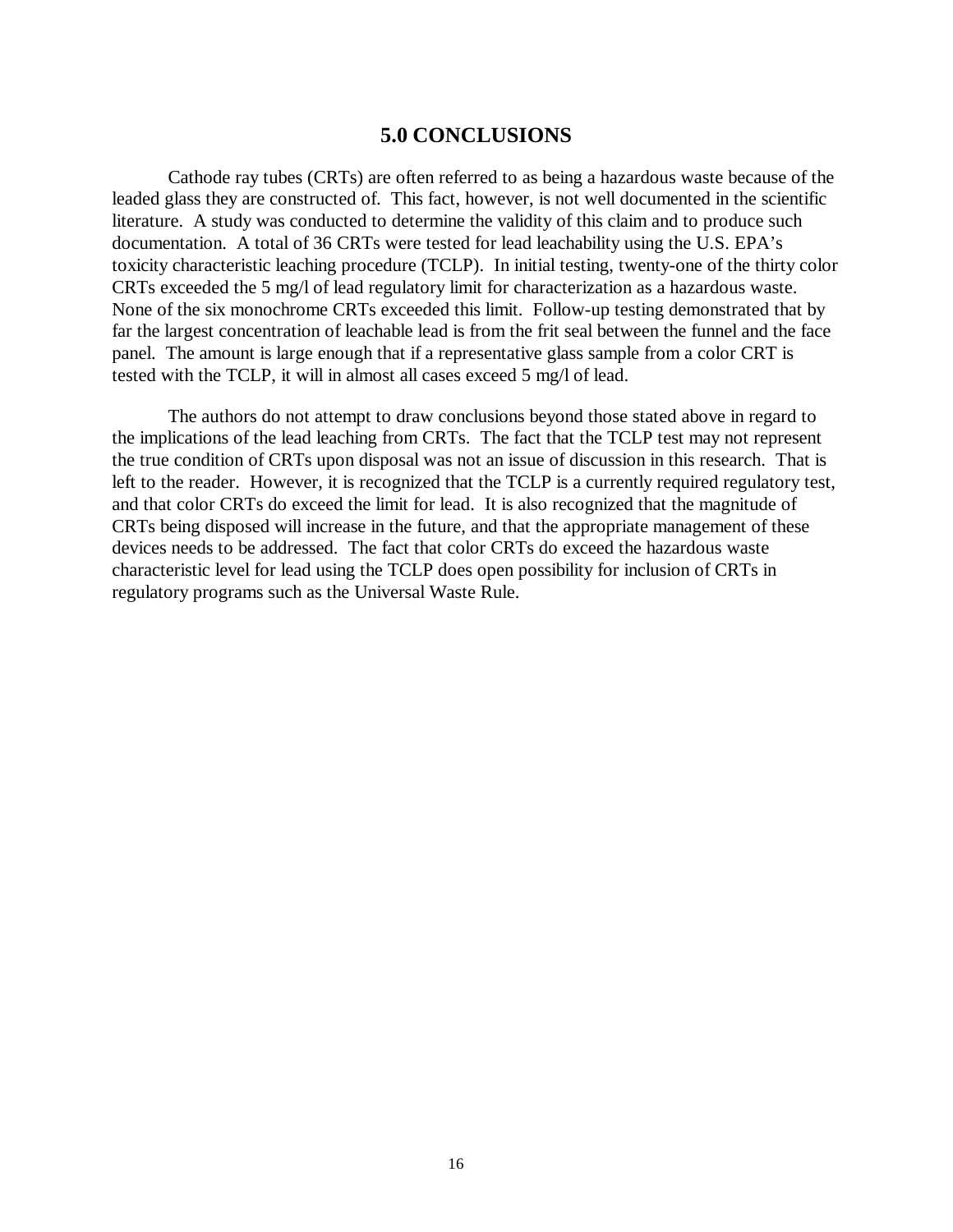# 5.0 CONCLUSIONS

Cathode ray tubes (CRTs) are often referred to as being a hazardous waste because of the leaded glass they are constructed of. This fact, however, is not well documented in the scientific literature. A study was conducted to determine the validity of this claim and to produce such documentation. A total of 36 CRTs were tested for lead leachability using the U.S. EPA's toxicity characteristic leaching procedure (TCLP). In initial testing, twenty-one of the thirty color CRTs exceeded the 5 mg/l of lead regulatory limit for characterization as a hazardous waste. None of the six monochrome CRTs exceeded this limit. Follow-up testing demonstrated that by far the largest concentration of leachable lead is from the frit seal between the funnel and the face panel. The amount is large enough that if a representative glass sample from a color CRT is tested with the TCLP, it will in almost all cases exceed 5 mg/l of lead.

The authors do not attempt to draw conclusions beyond those stated above in regard to the implications of the lead leaching from CRTs. The fact that the TCLP test may not represent the true condition of CRTs upon disposal was not an issue of discussion in this research. That is left to the reader. However, it is recognized that the TCLP is a currently required regulatory test, and that color CRTs do exceed the limit for lead. It is also recognized that the magnitude of CRTs being disposed will increase in the future, and that the appropriate management of these devices needs to be addressed. The fact that color CRTs do exceed the hazardous waste characteristic level for lead using the TCLP does open possibility for inclusion of CRTs in regulatory programs such as the Universal Waste Rule.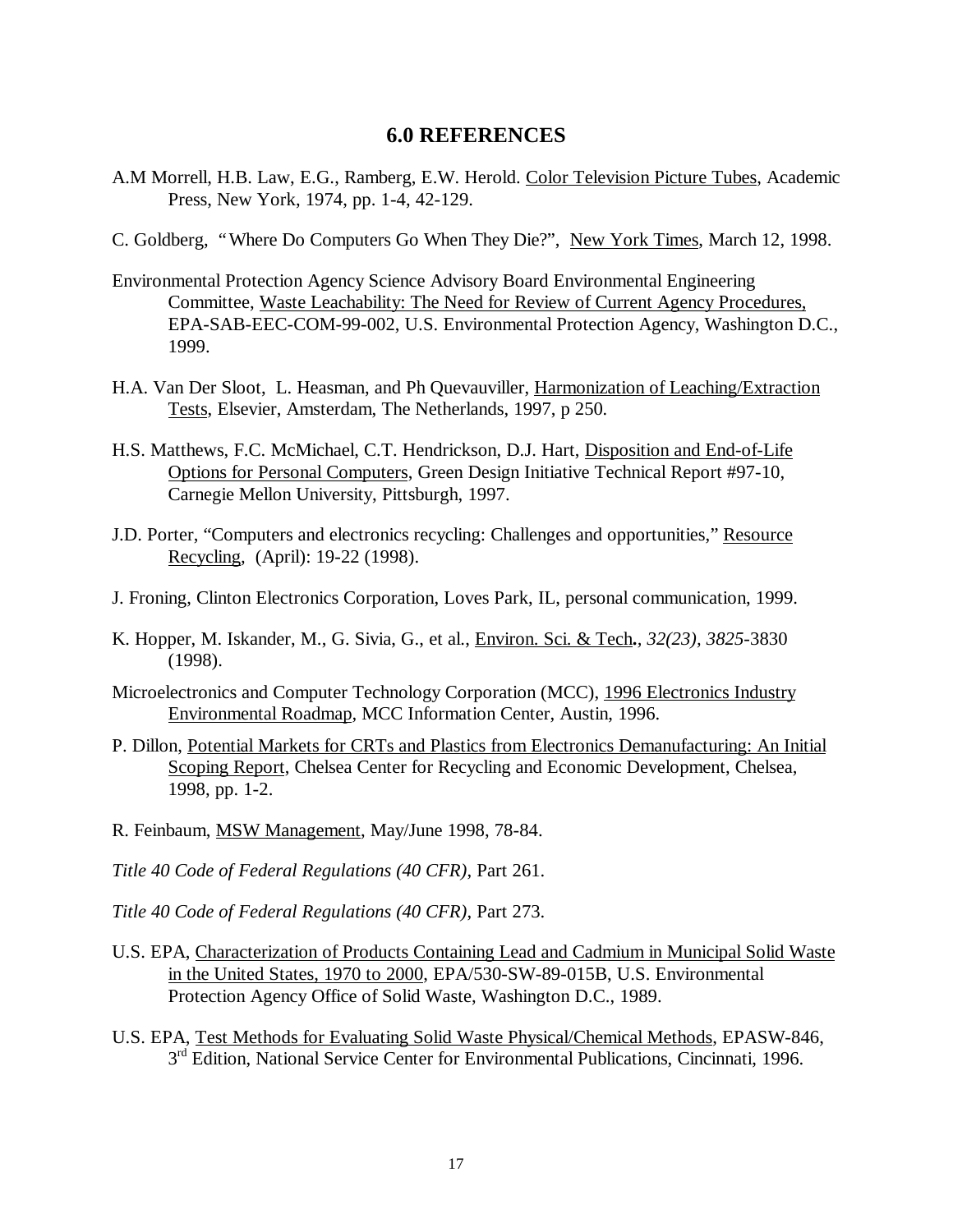## 6.0 REFERENCES

A.M Morrell, H.B. Law, E.G., Ramberg, E.W. Herold. Color Television Picture Tubes, Academic Press, New York, 1974, pp. 1-4, 42-129.

C. Goldberg, "Where Do Computers Go When They Die?", New York Times, March 12, 1998.

Environmental Protection Agency Science Advisory Board Environmental Engineering Committee, Waste Leachability: The Need for Review of Current Agency Procedures, EPA-SAB-EEC-COM-99-002, U.S. Environmental Protection Agency, Washington D.C., 1999.

H.A. Van Der Sloot, L. Heasman, and Ph Quevauviller, Harmonization of Leaching/Extraction Tests, Elsevier, Amsterdam, The Netherlands, 1997, p 250.

H.S. Matthews, F.C. McMichael, C.T. Hendrickson, D.J. Hart, Disposition and End-of-Life Options for Personal Computers, Green Design Initiative Technical Report #97-10, Carnegie Mellon University, Pittsburgh, 1997.

J.D. Porter, "Computers and electronics recycling: Challenges and opportunities," Resource Recycling, (April): 19-22 (1998).

J. Froning, Clinton Electronics Corporation, Loves Park, IL, personal communication, 1999.

K. Hopper, M. Iskander, M., G. Sivia, G., et al., Environ. Sci. & Tech., *32(23), 3825*-3830 (1998).

Microelectronics and Computer Technology Corporation (MCC), 1996 Electronics Industry Environmental Roadmap, MCC Information Center, Austin, 1996.

P. Dillon, Potential Markets for CRTs and Plastics from Electronics Demanufacturing: An Initial Scoping Report, Chelsea Center for Recycling and Economic Development, Chelsea, 1998, pp. 1-2.

R. Feinbaum, MSW Management, May/June 1998, 78-84.

*Title 40 Code of Federal Regulations (40 CFR)*, Part 261.

*Title 40 Code of Federal Regulations (40 CFR)*, Part 273.

U.S. EPA, Characterization of Products Containing Lead and Cadmium in Municipal Solid Waste in the United States, 1970 to 2000, EPA/530-SW-89-015B, U.S. Environmental Protection Agency Office of Solid Waste, Washington D.C., 1989.

U.S. EPA, Test Methods for Evaluating Solid Waste Physical/Chemical Methods, EPASW-846, 3rd Edition, National Service Center for Environmental Publications, Cincinnati, 1996.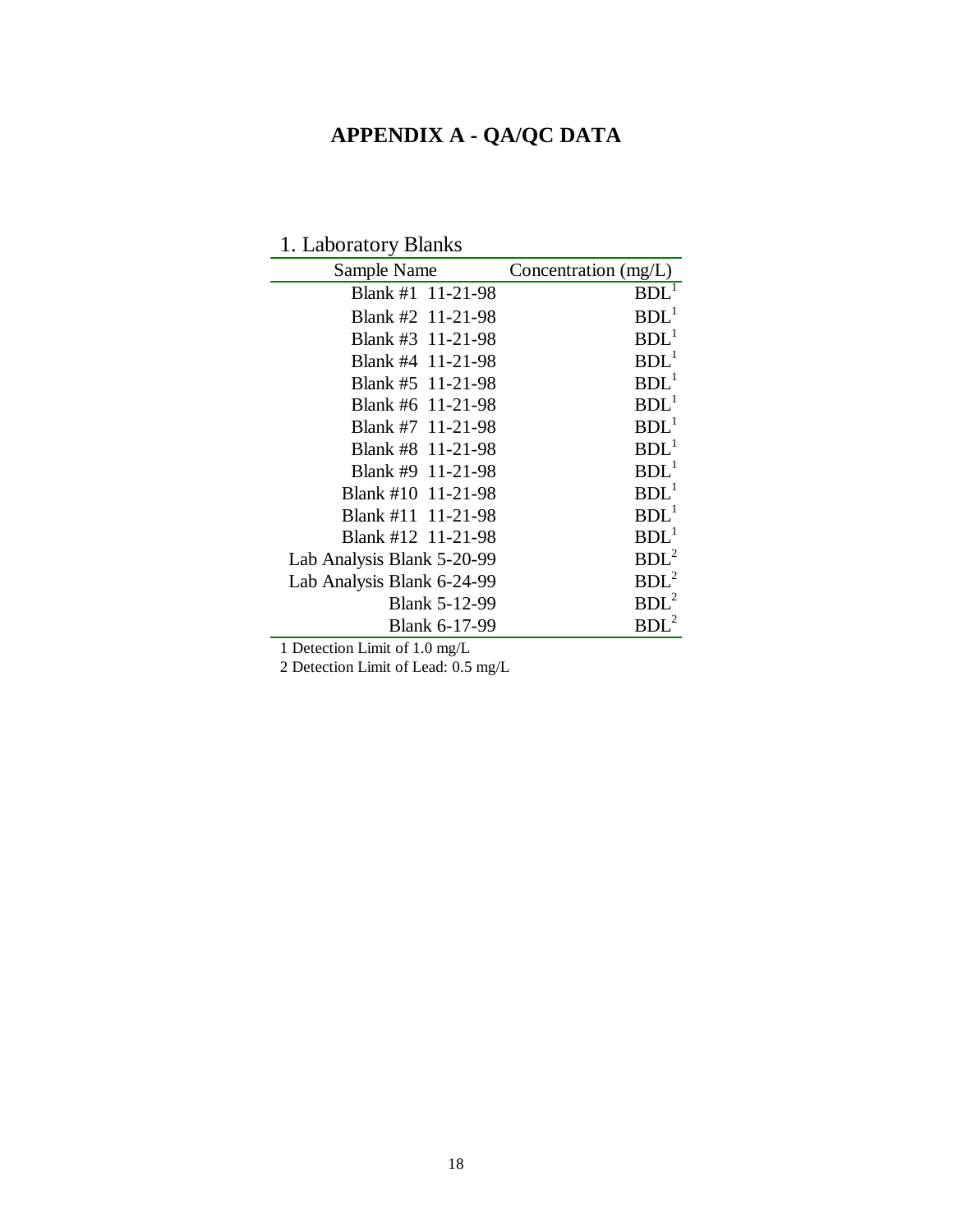# APPENDIX A - QA/QC DATA

## 1. Laboratory Blanks

| Sample Name | Concentration (mg/L) |
|---|---|
| Blank #1 11-21-98 | BDL[1] |
| Blank #2 11-21-98 | BDL[1] |
| Blank #3 11-21-98 | BDL[1] |
| Blank #4 11-21-98 | BDL[1] |
| Blank #5 11-21-98 | BDL[1] |
| Blank #6 11-21-98 | BDL[1] |
| Blank #7 11-21-98 | BDL[1] |
| Blank #8 11-21-98 | BDL[1] |
| Blank #9 11-21-98 | BDL[1] |
| Blank #10 11-21-98 | BDL[1] |
| Blank #11 11-21-98 | BDL[1] |
| Blank #12 11-21-98 | BDL[1] |
| Lab Analysis Blank 5-20-99 | BDL[2] |
| Lab Analysis Blank 6-24-99 | BDL[2] |
| Blank 5-12-99 | BDL[2] |
| Blank 6-17-99 | BDL[2] |

1 Detection Limit of 1.0 mg/L

2 Detection Limit of Lead: 0.5 mg/L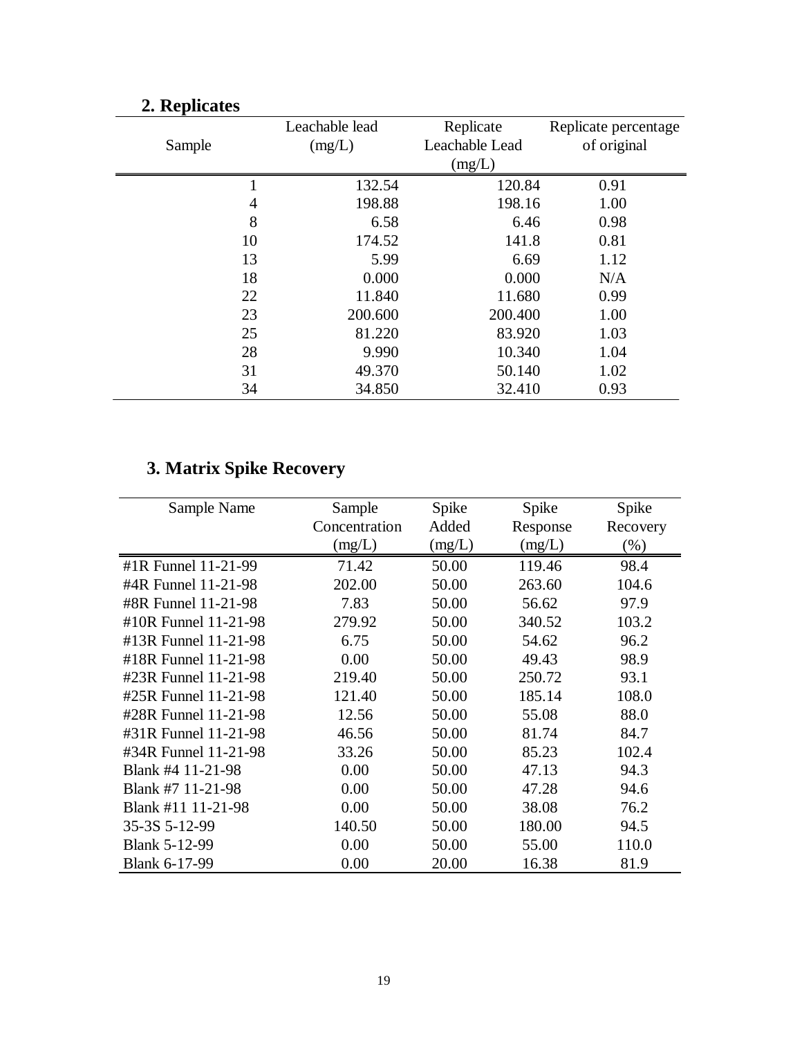## 2. Replicates

| Sample | Leachable lead (mg/L) | Replicate Leachable Lead (mg/L) | Replicate percentage of original |
|---|---|---|---|
| 1 | 132.54 | 120.84 | 0.91 |
| 4 | 198.88 | 198.16 | 1.00 |
| 8 | 6.58 | 6.46 | 0.98 |
| 10 | 174.52 | 141.8 | 0.81 |
| 13 | 5.99 | 6.69 | 1.12 |
| 18 | 0.000 | 0.000 | N/A |
| 22 | 11.840 | 11.680 | 0.99 |
| 23 | 200.600 | 200.400 | 1.00 |
| 25 | 81.220 | 83.920 | 1.03 |
| 28 | 9.990 | 10.340 | 1.04 |
| 31 | 49.370 | 50.140 | 1.02 |
| 34 | 34.850 | 32.410 | 0.93 |

## 3. Matrix Spike Recovery

| Sample Name | Sample Concentration (mg/L) | Spike Added (mg/L) | Spike Response (mg/L) | Spike Recovery (%) |
|---|---|---|---|---|
| #1R Funnel 11-21-99 | 71.42 | 50.00 | 119.46 | 98.4 |
| #4R Funnel 11-21-98 | 202.00 | 50.00 | 263.60 | 104.6 |
| #8R Funnel 11-21-98 | 7.83 | 50.00 | 56.62 | 97.9 |
| #10R Funnel 11-21-98 | 279.92 | 50.00 | 340.52 | 103.2 |
| #13R Funnel 11-21-98 | 6.75 | 50.00 | 54.62 | 96.2 |
| #18R Funnel 11-21-98 | 0.00 | 50.00 | 49.43 | 98.9 |
| #23R Funnel 11-21-98 | 219.40 | 50.00 | 250.72 | 93.1 |
| #25R Funnel 11-21-98 | 121.40 | 50.00 | 185.14 | 108.0 |
| #28R Funnel 11-21-98 | 12.56 | 50.00 | 55.08 | 88.0 |
| #31R Funnel 11-21-98 | 46.56 | 50.00 | 81.74 | 84.7 |
| #34R Funnel 11-21-98 | 33.26 | 50.00 | 85.23 | 102.4 |
| Blank #4 11-21-98 | 0.00 | 50.00 | 47.13 | 94.3 |
| Blank #7 11-21-98 | 0.00 | 50.00 | 47.28 | 94.6 |
| Blank #11 11-21-98 | 0.00 | 50.00 | 38.08 | 76.2 |
| 35-3S 5-12-99 | 140.50 | 50.00 | 180.00 | 94.5 |
| Blank 5-12-99 | 0.00 | 50.00 | 55.00 | 110.0 |
| Blank 6-17-99 | 0.00 | 20.00 | 16.38 | 81.9 |